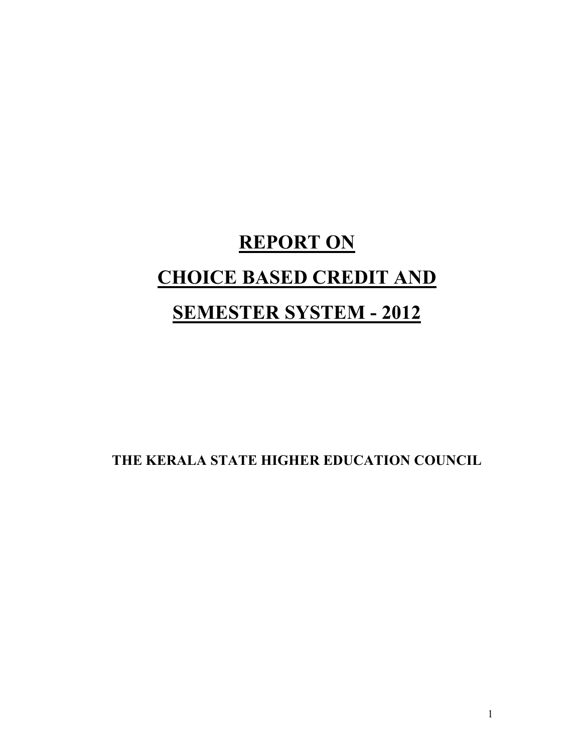# REPORT ON

# CHOICE BASED CREDIT AND

# SEMESTER SYSTEM - 2012

**THE KERALA STATE HIGHER EDUCATION COUNCIL**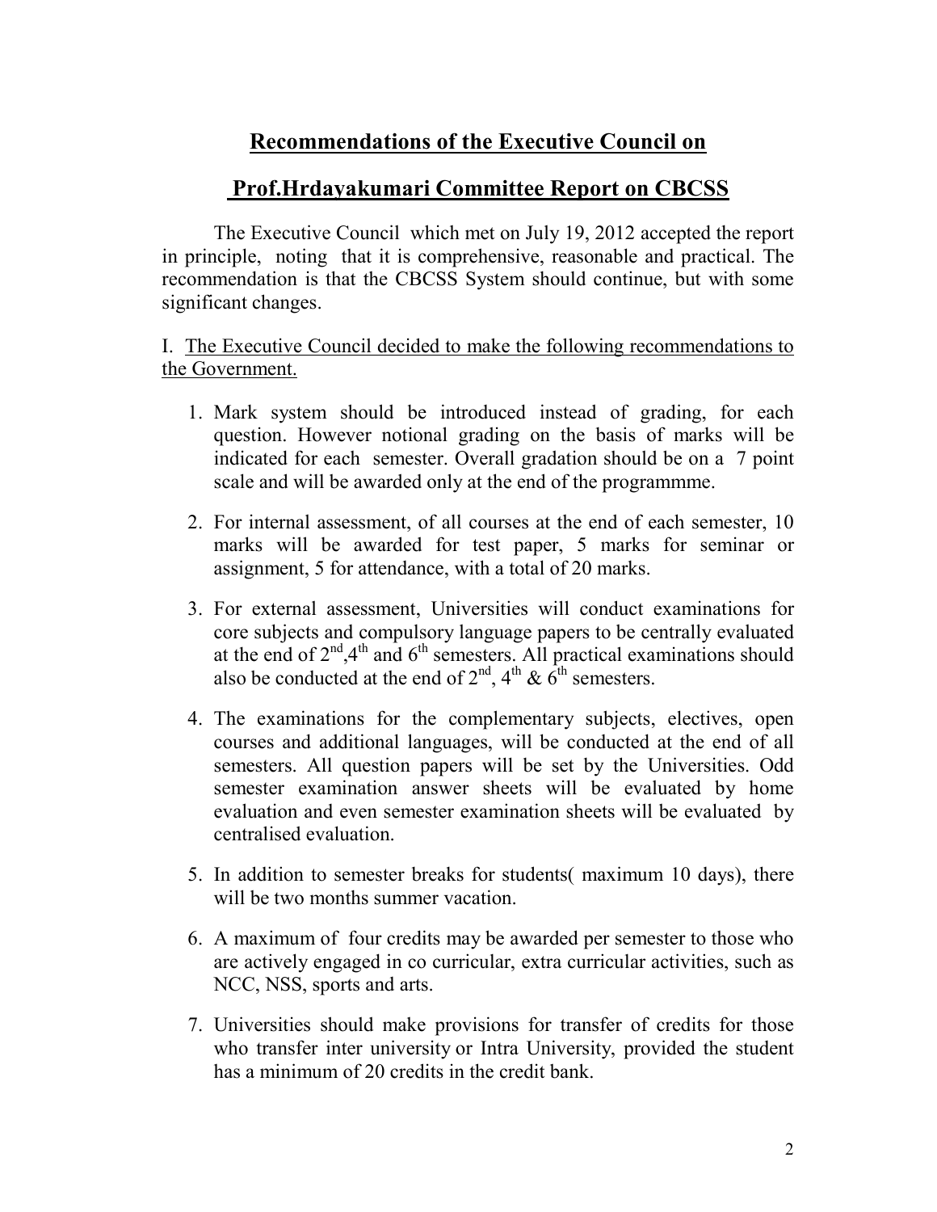## Recommendations of the Executive Council on

## Prof.Hrdayakumari Committee Report on CBCSS

The Executive Council which met on July 19, 2012 accepted the report in principle, noting that it is comprehensive, reasonable and practical. The recommendation is that the CBCSS System should continue, but with some significant changes.

I. The Executive Council decided to make the following recommendations to the Government.

1. Mark system should be introduced instead of grading, for each question. However notional grading on the basis of marks will be indicated for each semester. Overall gradation should be on a 7 point scale and will be awarded only at the end of the programmme.

2. For internal assessment, of all courses at the end of each semester, 10 marks will be awarded for test paper, 5 marks for seminar or assignment, 5 for attendance, with a total of 20 marks.

3. For external assessment, Universities will conduct examinations for core subjects and compulsory language papers to be centrally evaluated at the end of 2nd,4th and 6th semesters. All practical examinations should also be conducted at the end of 2nd, 4th & 6th semesters.

4. The examinations for the complementary subjects, electives, open courses and additional languages, will be conducted at the end of all semesters. All question papers will be set by the Universities. Odd semester examination answer sheets will be evaluated by home evaluation and even semester examination sheets will be evaluated by centralised evaluation.

5. In addition to semester breaks for students( maximum 10 days), there will be two months summer vacation.

6. A maximum of four credits may be awarded per semester to those who are actively engaged in co curricular, extra curricular activities, such as NCC, NSS, sports and arts.

7. Universities should make provisions for transfer of credits for those who transfer inter university or Intra University, provided the student has a minimum of 20 credits in the credit bank.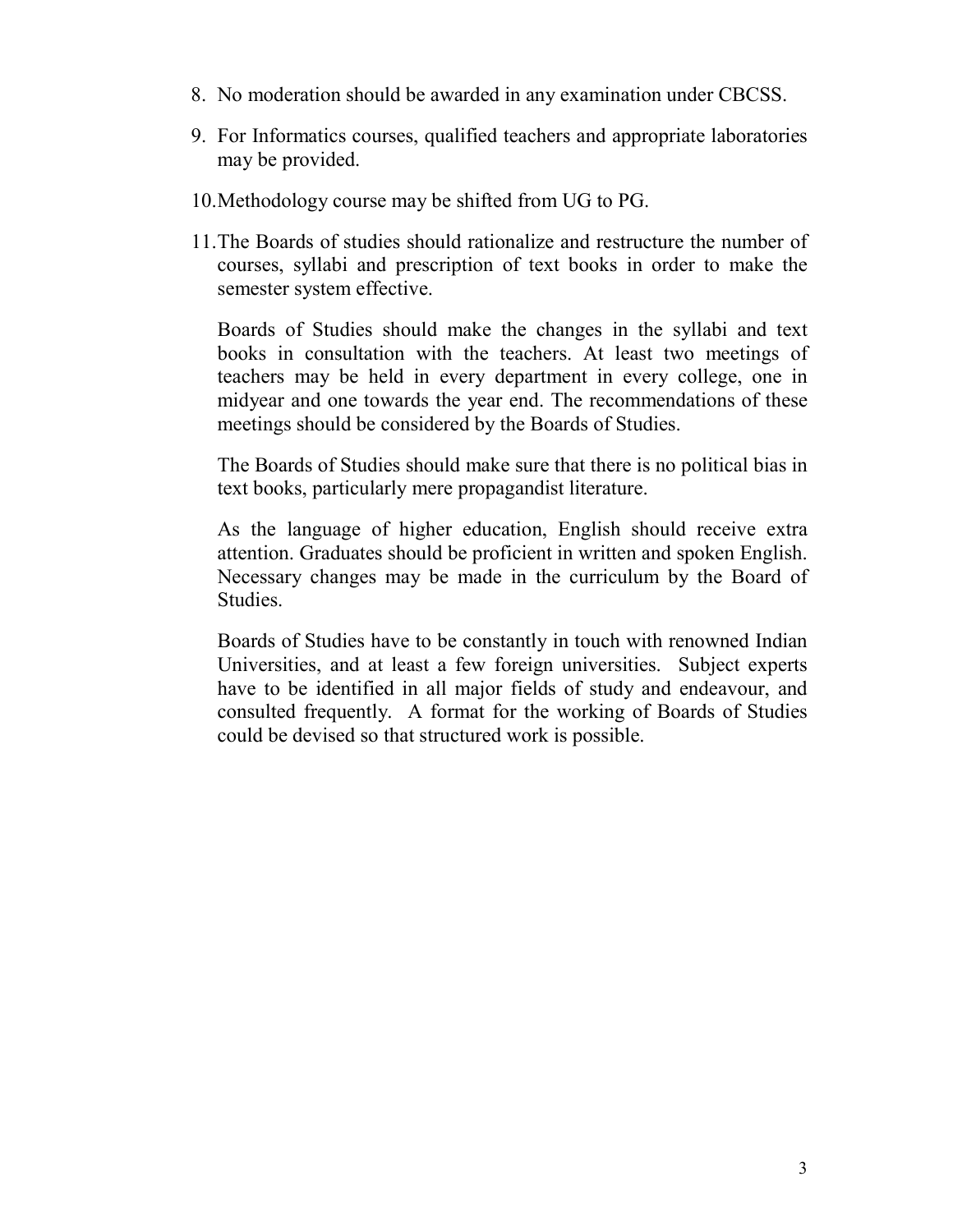8. No moderation should be awarded in any examination under CBCSS.

9. For Informatics courses, qualified teachers and appropriate laboratories may be provided.

10. Methodology course may be shifted from UG to PG.

11. The Boards of studies should rationalize and restructure the number of courses, syllabi and prescription of text books in order to make the semester system effective.

    Boards of Studies should make the changes in the syllabi and text books in consultation with the teachers. At least two meetings of teachers may be held in every department in every college, one in midyear and one towards the year end. The recommendations of these meetings should be considered by the Boards of Studies.

    The Boards of Studies should make sure that there is no political bias in text books, particularly mere propagandist literature.

    As the language of higher education, English should receive extra attention. Graduates should be proficient in written and spoken English. Necessary changes may be made in the curriculum by the Board of Studies.

    Boards of Studies have to be constantly in touch with renowned Indian Universities, and at least a few foreign universities. Subject experts have to be identified in all major fields of study and endeavour, and consulted frequently. A format for the working of Boards of Studies could be devised so that structured work is possible.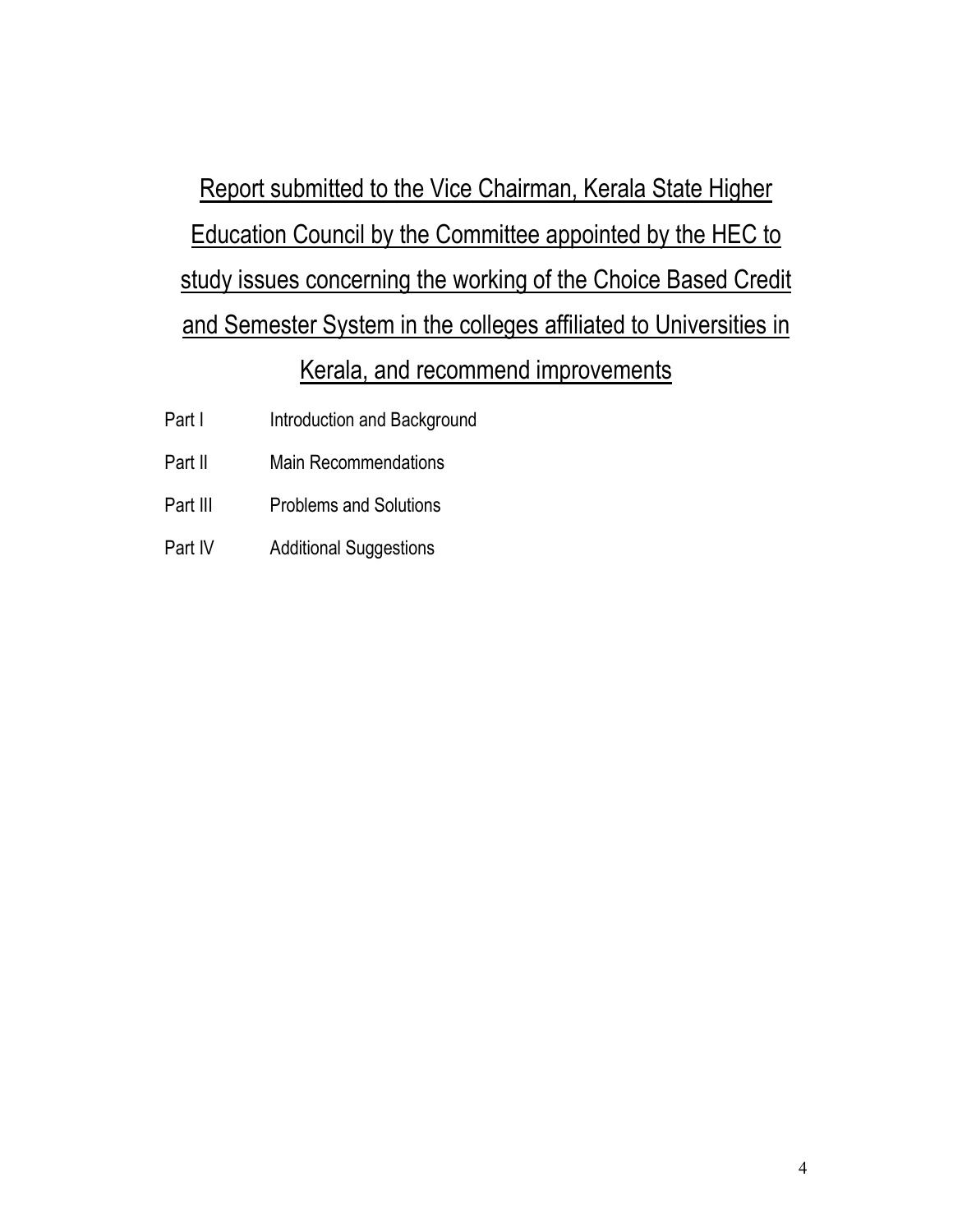# Report submitted to the Vice Chairman, Kerala State Higher Education Council by the Committee appointed by the HEC to study issues concerning the working of the Choice Based Credit and Semester System in the colleges affiliated to Universities in Kerala, and recommend improvements

| | |
|---|---|
| Part I | Introduction and Background |
| Part II | Main Recommendations |
| Part III | Problems and Solutions |
| Part IV | Additional Suggestions |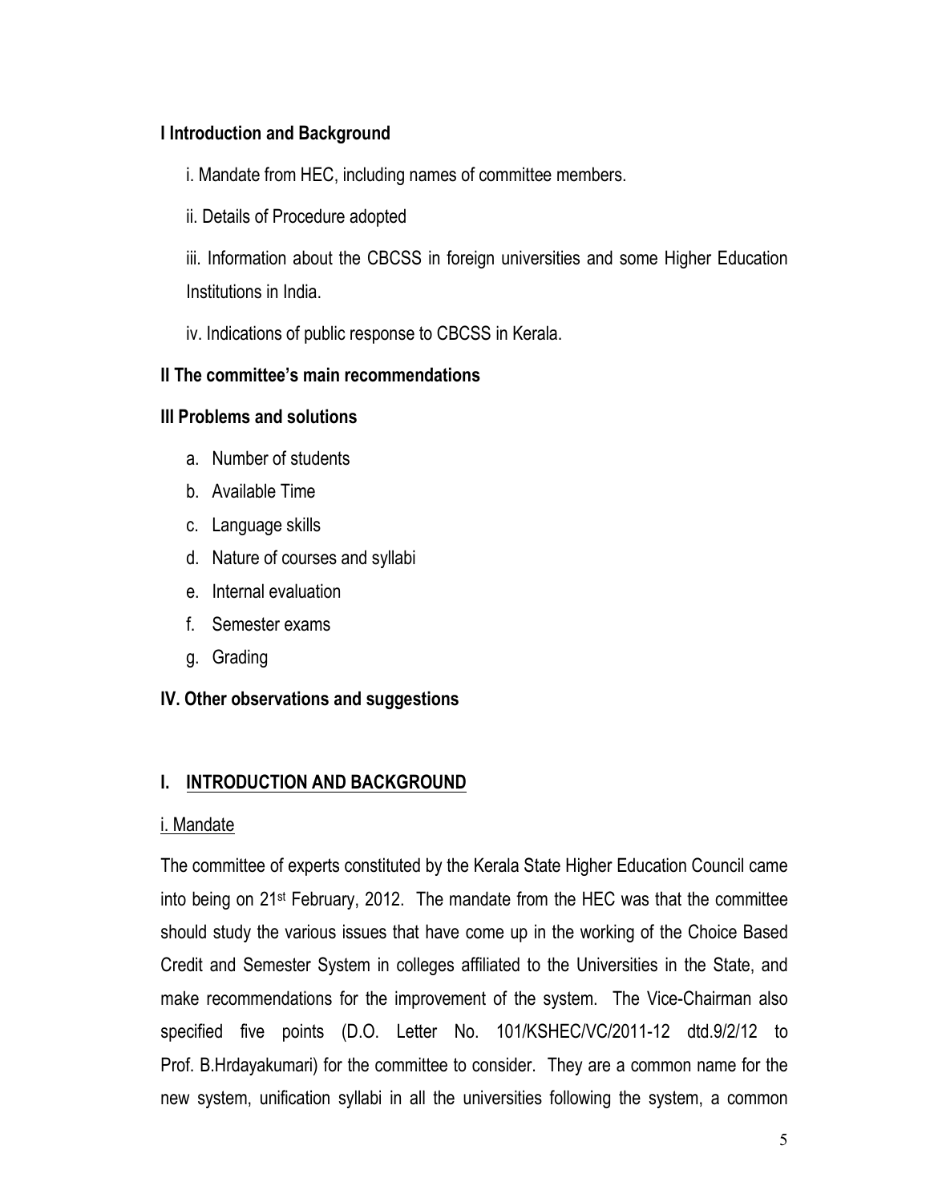**I Introduction and Background**

i. Mandate from HEC, including names of committee members.

ii. Details of Procedure adopted

iii. Information about the CBCSS in foreign universities and some Higher Education Institutions in India.

iv. Indications of public response to CBCSS in Kerala.

**II The committee's main recommendations**

**III Problems and solutions**

a. Number of students
b. Available Time
c. Language skills
d. Nature of courses and syllabi
e. Internal evaluation
f. Semester exams
g. Grading

**IV. Other observations and suggestions**

## I. INTRODUCTION AND BACKGROUND

### i. Mandate

The committee of experts constituted by the Kerala State Higher Education Council came into being on 21st February, 2012. The mandate from the HEC was that the committee should study the various issues that have come up in the working of the Choice Based Credit and Semester System in colleges affiliated to the Universities in the State, and make recommendations for the improvement of the system. The Vice-Chairman also specified five points (D.O. Letter No. 101/KSHEC/VC/2011-12 dtd.9/2/12 to Prof. B.Hrdayakumari) for the committee to consider. They are a common name for the new system, unification syllabi in all the universities following the system, a common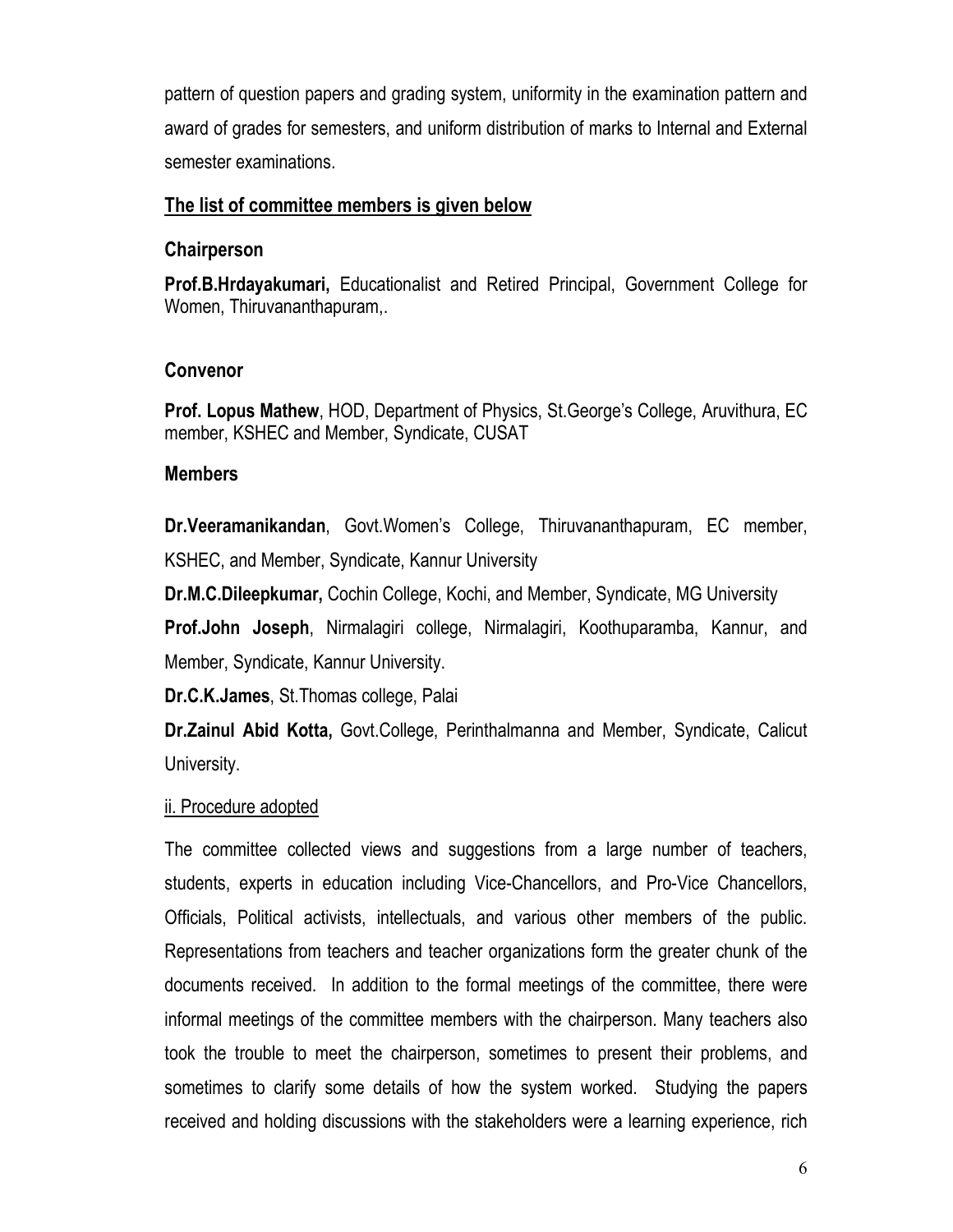pattern of question papers and grading system, uniformity in the examination pattern and award of grades for semesters, and uniform distribution of marks to Internal and External semester examinations.

**<u>The list of committee members is given below</u>**

### Chairperson

**Prof.B.Hrdayakumari,** Educationalist and Retired Principal, Government College for Women, Thiruvananthapuram,.

### Convenor

**Prof. Lopus Mathew**, HOD, Department of Physics, St.George's College, Aruvithura, EC member, KSHEC and Member, Syndicate, CUSAT

### Members

**Dr.Veeramanikandan**, Govt.Women's College, Thiruvananthapuram, EC member, KSHEC, and Member, Syndicate, Kannur University

**Dr.M.C.Dileepkumar,** Cochin College, Kochi, and Member, Syndicate, MG University

**Prof.John Joseph**, Nirmalagiri college, Nirmalagiri, Koothuparamba, Kannur, and Member, Syndicate, Kannur University.

**Dr.C.K.James**, St.Thomas college, Palai

**Dr.Zainul Abid Kotta,** Govt.College, Perinthalmanna and Member, Syndicate, Calicut University.

<u>ii. Procedure adopted</u>

The committee collected views and suggestions from a large number of teachers, students, experts in education including Vice-Chancellors, and Pro-Vice Chancellors, Officials, Political activists, intellectuals, and various other members of the public. Representations from teachers and teacher organizations form the greater chunk of the documents received. In addition to the formal meetings of the committee, there were informal meetings of the committee members with the chairperson. Many teachers also took the trouble to meet the chairperson, sometimes to present their problems, and sometimes to clarify some details of how the system worked. Studying the papers received and holding discussions with the stakeholders were a learning experience, rich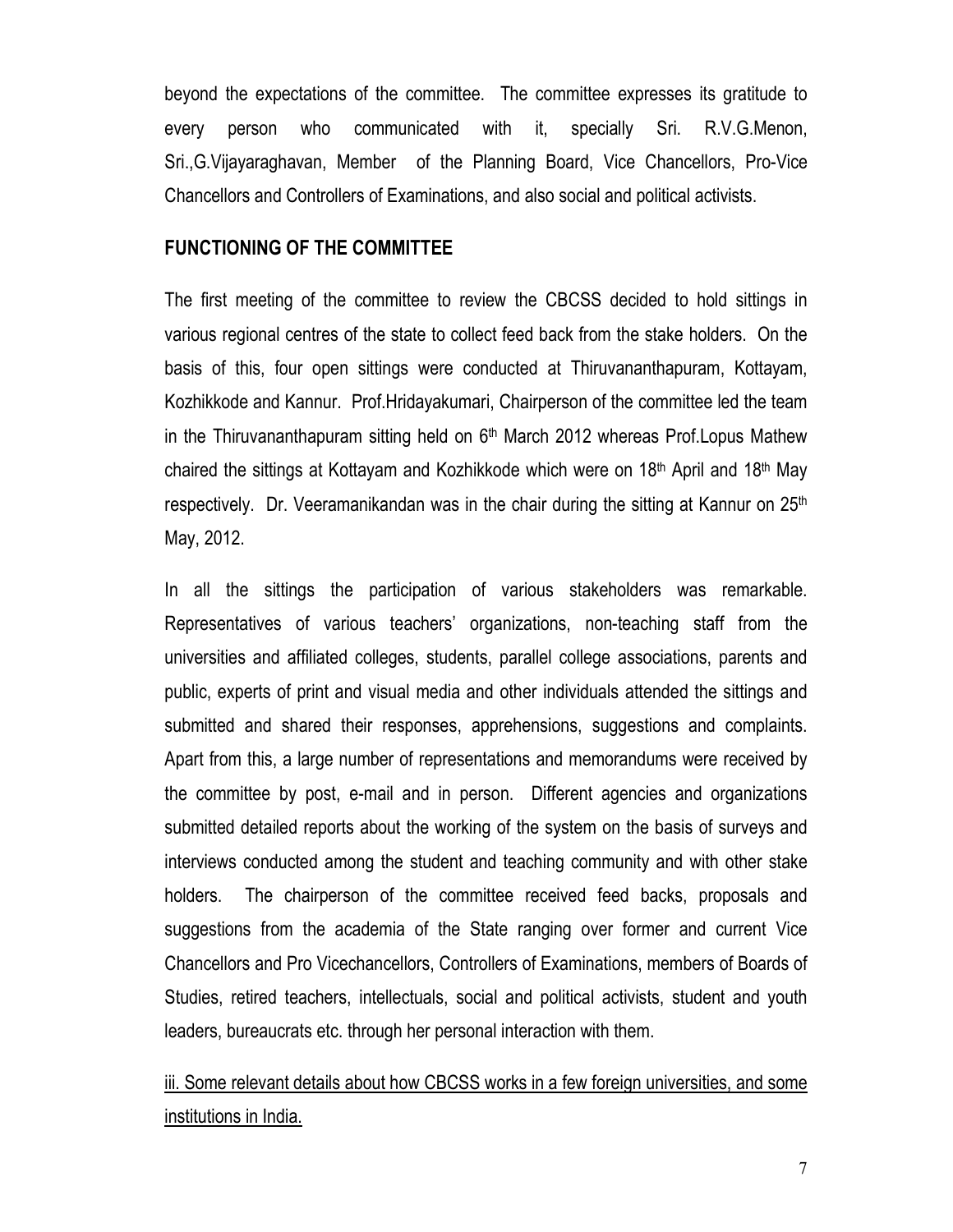beyond the expectations of the committee. The committee expresses its gratitude to every person who communicated with it, specially Sri. R.V.G.Menon, Sri.,G.Vijayaraghavan, Member of the Planning Board, Vice Chancellors, Pro-Vice Chancellors and Controllers of Examinations, and also social and political activists.

## FUNCTIONING OF THE COMMITTEE

The first meeting of the committee to review the CBCSS decided to hold sittings in various regional centres of the state to collect feed back from the stake holders. On the basis of this, four open sittings were conducted at Thiruvananthapuram, Kottayam, Kozhikkode and Kannur. Prof.Hridayakumari, Chairperson of the committee led the team in the Thiruvananthapuram sitting held on 6th March 2012 whereas Prof.Lopus Mathew chaired the sittings at Kottayam and Kozhikkode which were on 18th April and 18th May respectively. Dr. Veeramanikandan was in the chair during the sitting at Kannur on 25th May, 2012.

In all the sittings the participation of various stakeholders was remarkable. Representatives of various teachers' organizations, non-teaching staff from the universities and affiliated colleges, students, parallel college associations, parents and public, experts of print and visual media and other individuals attended the sittings and submitted and shared their responses, apprehensions, suggestions and complaints. Apart from this, a large number of representations and memorandums were received by the committee by post, e-mail and in person. Different agencies and organizations submitted detailed reports about the working of the system on the basis of surveys and interviews conducted among the student and teaching community and with other stake holders. The chairperson of the committee received feed backs, proposals and suggestions from the academia of the State ranging over former and current Vice Chancellors and Pro Vicechancellors, Controllers of Examinations, members of Boards of Studies, retired teachers, intellectuals, social and political activists, student and youth leaders, bureaucrats etc. through her personal interaction with them.

<u>iii. Some relevant details about how CBCSS works in a few foreign universities, and some institutions in India.</u>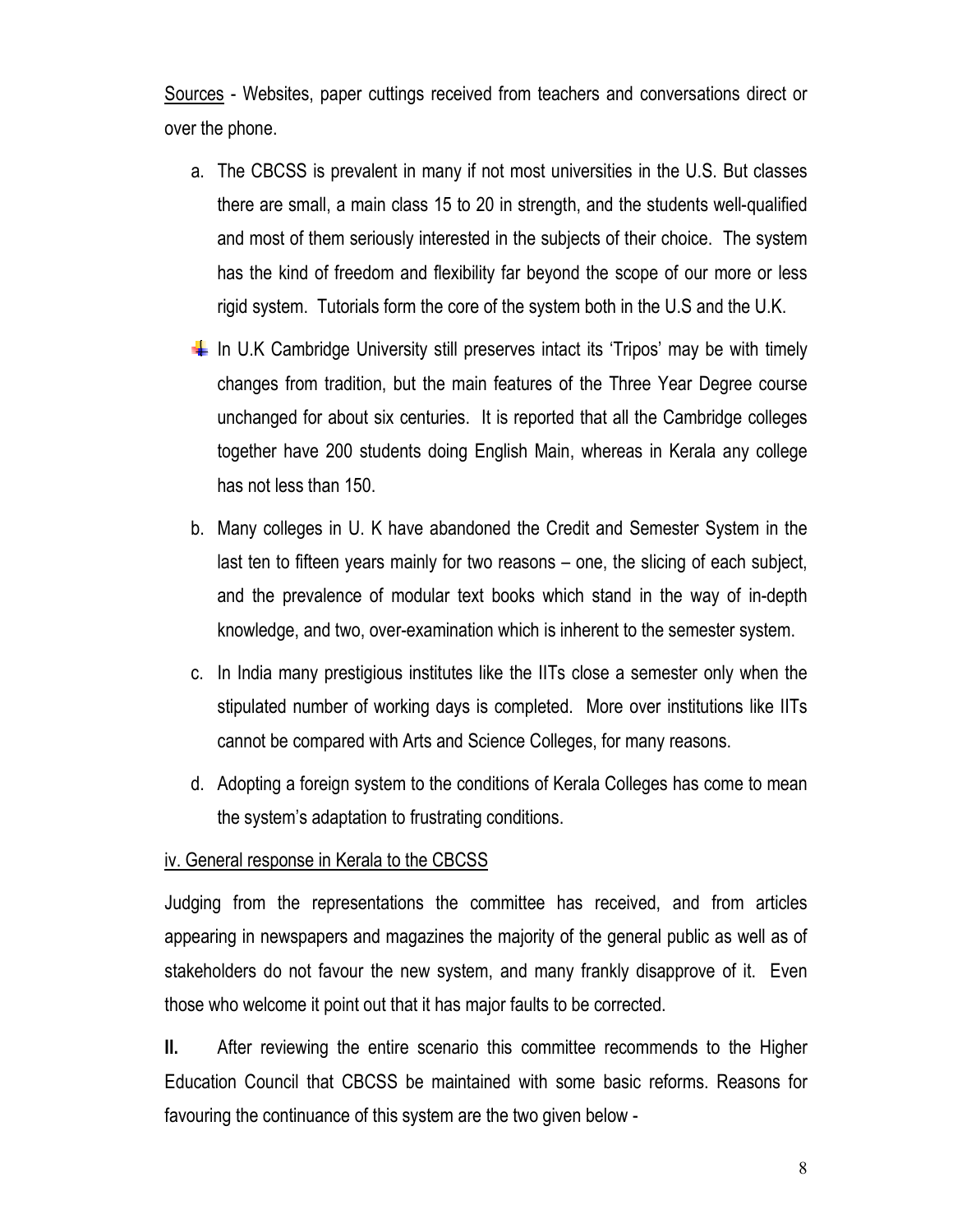Sources - Websites, paper cuttings received from teachers and conversations direct or over the phone.

a. The CBCSS is prevalent in many if not most universities in the U.S. But classes there are small, a main class 15 to 20 in strength, and the students well-qualified and most of them seriously interested in the subjects of their choice. The system has the kind of freedom and flexibility far beyond the scope of our more or less rigid system. Tutorials form the core of the system both in the U.S and the U.K.

- In U.K Cambridge University still preserves intact its 'Tripos' may be with timely changes from tradition, but the main features of the Three Year Degree course unchanged for about six centuries. It is reported that all the Cambridge colleges together have 200 students doing English Main, whereas in Kerala any college has not less than 150.

b. Many colleges in U. K have abandoned the Credit and Semester System in the last ten to fifteen years mainly for two reasons – one, the slicing of each subject, and the prevalence of modular text books which stand in the way of in-depth knowledge, and two, over-examination which is inherent to the semester system.

c. In India many prestigious institutes like the IITs close a semester only when the stipulated number of working days is completed. More over institutions like IITs cannot be compared with Arts and Science Colleges, for many reasons.

d. Adopting a foreign system to the conditions of Kerala Colleges has come to mean the system's adaptation to frustrating conditions.

iv. General response in Kerala to the CBCSS

Judging from the representations the committee has received, and from articles appearing in newspapers and magazines the majority of the general public as well as of stakeholders do not favour the new system, and many frankly disapprove of it. Even those who welcome it point out that it has major faults to be corrected.

**II.** After reviewing the entire scenario this committee recommends to the Higher Education Council that CBCSS be maintained with some basic reforms. Reasons for favouring the continuance of this system are the two given below -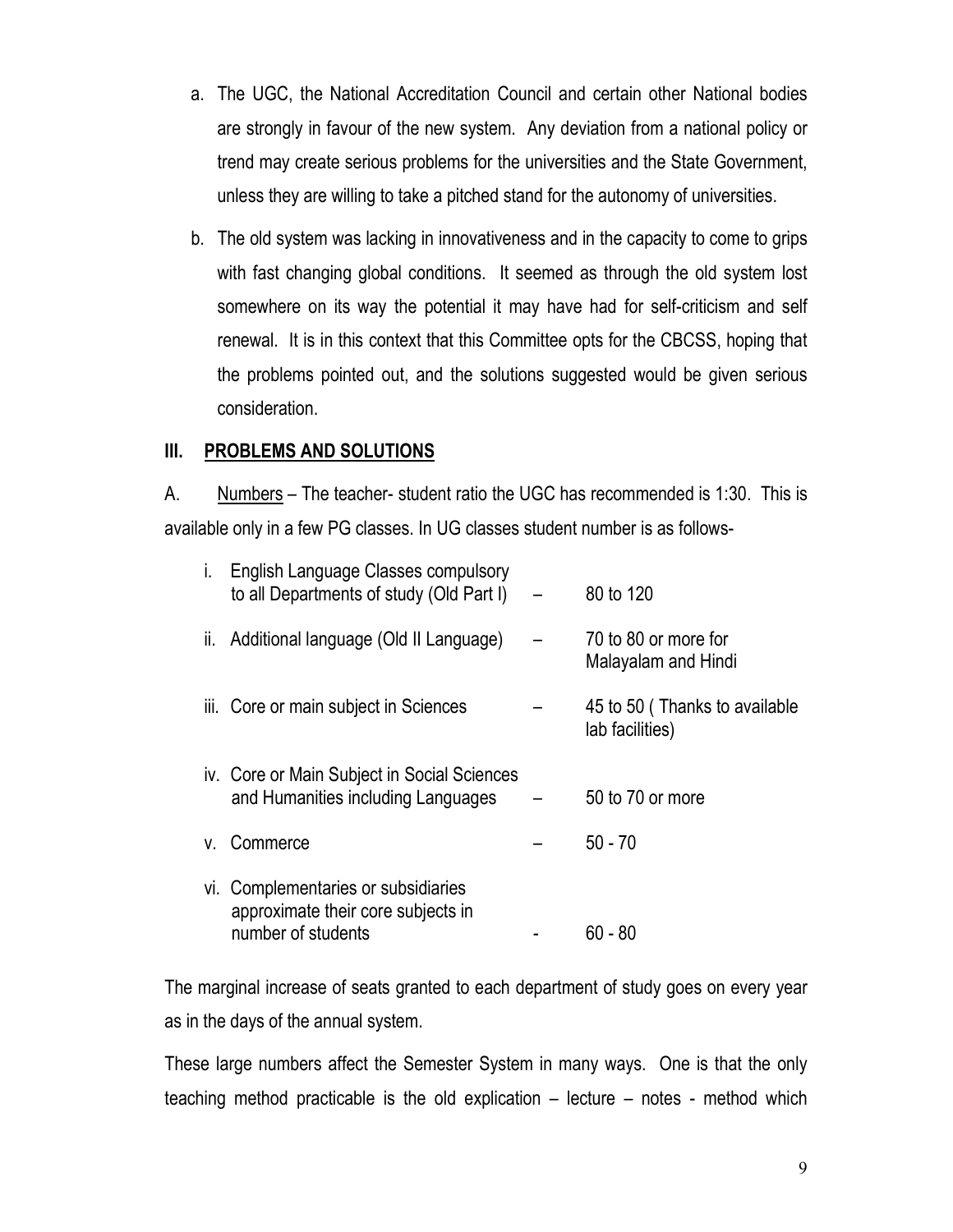a. The UGC, the National Accreditation Council and certain other National bodies are strongly in favour of the new system. Any deviation from a national policy or trend may create serious problems for the universities and the State Government, unless they are willing to take a pitched stand for the autonomy of universities.

b. The old system was lacking in innovativeness and in the capacity to come to grips with fast changing global conditions. It seemed as through the old system lost somewhere on its way the potential it may have had for self-criticism and self renewal. It is in this context that this Committee opts for the CBCSS, hoping that the problems pointed out, and the solutions suggested would be given serious consideration.

## III. PROBLEMS AND SOLUTIONS

A. Numbers – The teacher- student ratio the UGC has recommended is 1:30. This is available only in a few PG classes. In UG classes student number is as follows-

| | | | |
|---|---|---|---|
| i. | English Language Classes compulsory to all Departments of study (Old Part I) | – | 80 to 120 |
| ii. | Additional language (Old II Language) | – | 70 to 80 or more for Malayalam and Hindi |
| iii. | Core or main subject in Sciences | – | 45 to 50 ( Thanks to available lab facilities) |
| iv. | Core or Main Subject in Social Sciences and Humanities including Languages | – | 50 to 70 or more |
| v. | Commerce | – | 50 - 70 |
| vi. | Complementaries or subsidiaries approximate their core subjects in number of students | - | 60 - 80 |

The marginal increase of seats granted to each department of study goes on every year as in the days of the annual system.

These large numbers affect the Semester System in many ways. One is that the only teaching method practicable is the old explication – lecture – notes - method which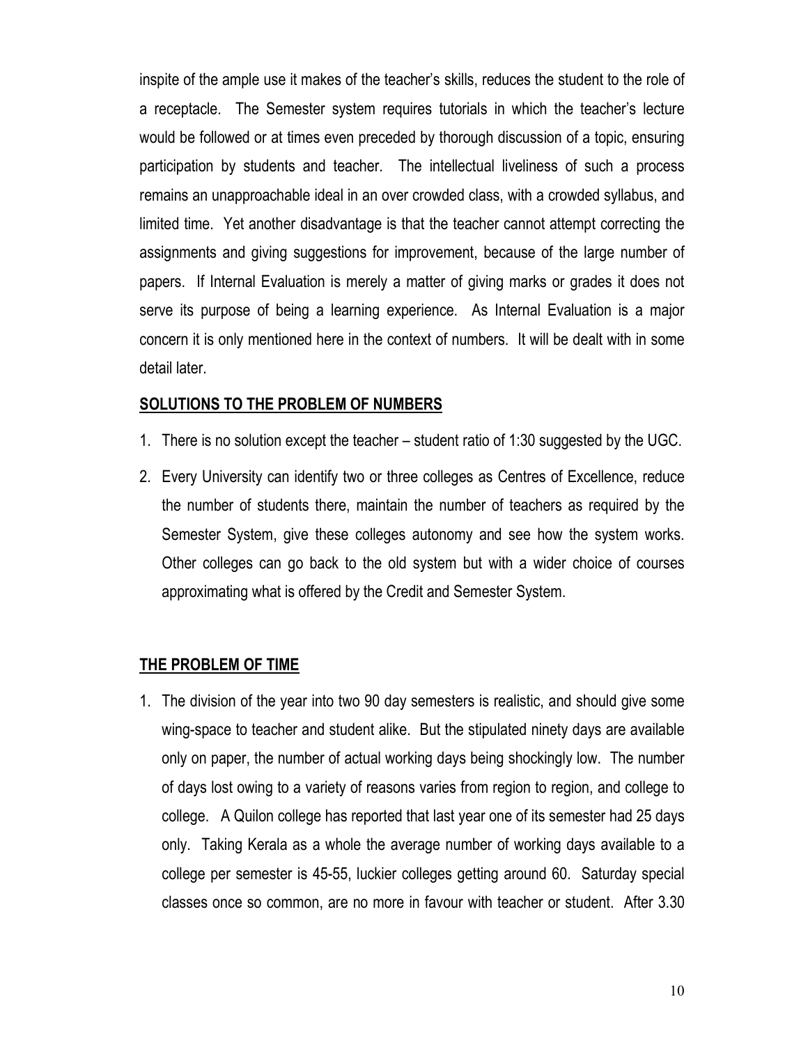inspite of the ample use it makes of the teacher's skills, reduces the student to the role of a receptacle. The Semester system requires tutorials in which the teacher's lecture would be followed or at times even preceded by thorough discussion of a topic, ensuring participation by students and teacher. The intellectual liveliness of such a process remains an unapproachable ideal in an over crowded class, with a crowded syllabus, and limited time. Yet another disadvantage is that the teacher cannot attempt correcting the assignments and giving suggestions for improvement, because of the large number of papers. If Internal Evaluation is merely a matter of giving marks or grades it does not serve its purpose of being a learning experience. As Internal Evaluation is a major concern it is only mentioned here in the context of numbers. It will be dealt with in some detail later.

## SOLUTIONS TO THE PROBLEM OF NUMBERS

1. There is no solution except the teacher – student ratio of 1:30 suggested by the UGC.
2. Every University can identify two or three colleges as Centres of Excellence, reduce the number of students there, maintain the number of teachers as required by the Semester System, give these colleges autonomy and see how the system works. Other colleges can go back to the old system but with a wider choice of courses approximating what is offered by the Credit and Semester System.

## THE PROBLEM OF TIME

1. The division of the year into two 90 day semesters is realistic, and should give some wing-space to teacher and student alike. But the stipulated ninety days are available only on paper, the number of actual working days being shockingly low. The number of days lost owing to a variety of reasons varies from region to region, and college to college. A Quilon college has reported that last year one of its semester had 25 days only. Taking Kerala as a whole the average number of working days available to a college per semester is 45-55, luckier colleges getting around 60. Saturday special classes once so common, are no more in favour with teacher or student. After 3.30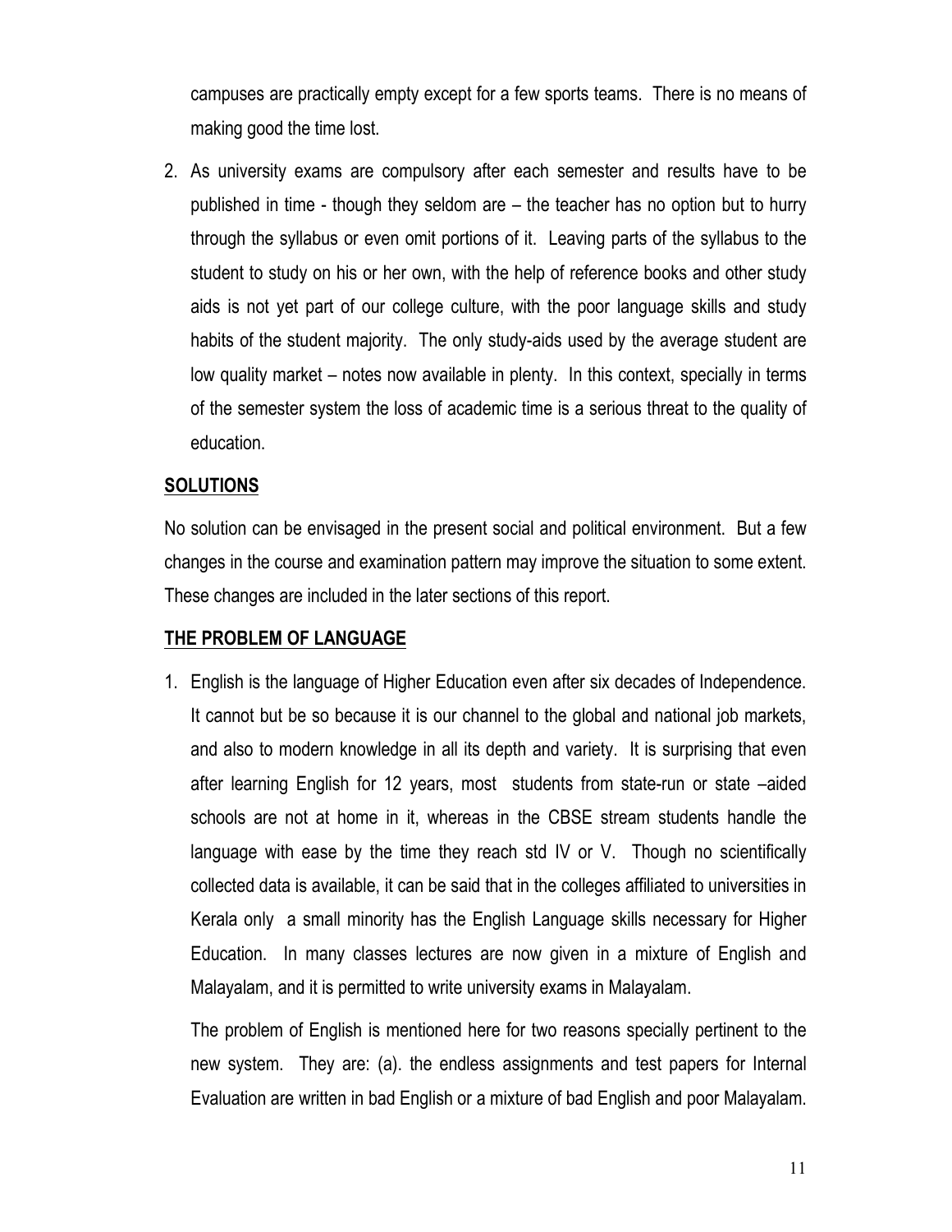campuses are practically empty except for a few sports teams. There is no means of making good the time lost.

2. As university exams are compulsory after each semester and results have to be published in time - though they seldom are – the teacher has no option but to hurry through the syllabus or even omit portions of it. Leaving parts of the syllabus to the student to study on his or her own, with the help of reference books and other study aids is not yet part of our college culture, with the poor language skills and study habits of the student majority. The only study-aids used by the average student are low quality market – notes now available in plenty. In this context, specially in terms of the semester system the loss of academic time is a serious threat to the quality of education.

## SOLUTIONS

No solution can be envisaged in the present social and political environment. But a few changes in the course and examination pattern may improve the situation to some extent. These changes are included in the later sections of this report.

## THE PROBLEM OF LANGUAGE

1. English is the language of Higher Education even after six decades of Independence. It cannot but be so because it is our channel to the global and national job markets, and also to modern knowledge in all its depth and variety. It is surprising that even after learning English for 12 years, most students from state-run or state –aided schools are not at home in it, whereas in the CBSE stream students handle the language with ease by the time they reach std IV or V. Though no scientifically collected data is available, it can be said that in the colleges affiliated to universities in Kerala only a small minority has the English Language skills necessary for Higher Education. In many classes lectures are now given in a mixture of English and Malayalam, and it is permitted to write university exams in Malayalam.

   The problem of English is mentioned here for two reasons specially pertinent to the new system. They are: (a). the endless assignments and test papers for Internal Evaluation are written in bad English or a mixture of bad English and poor Malayalam.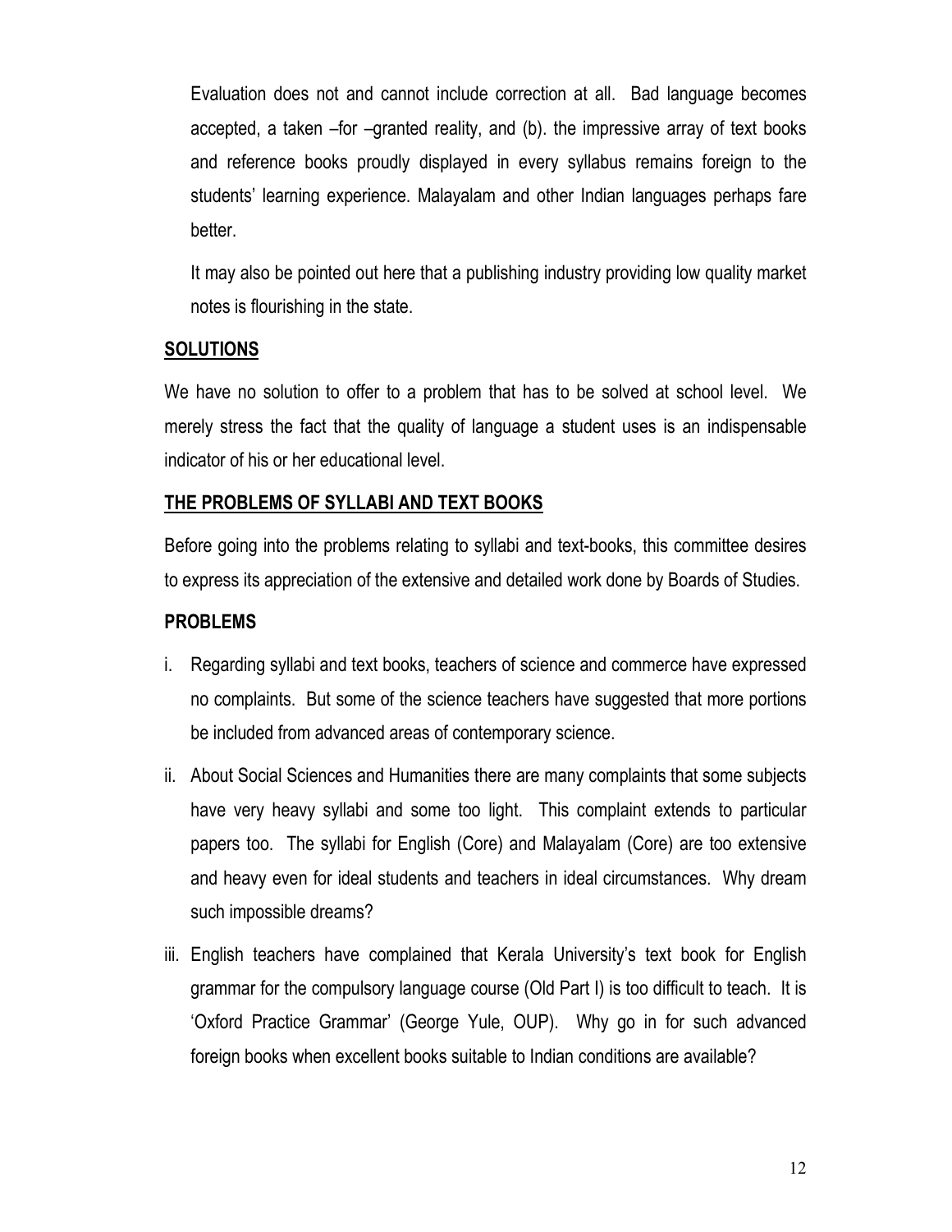Evaluation does not and cannot include correction at all. Bad language becomes accepted, a taken –for –granted reality, and (b). the impressive array of text books and reference books proudly displayed in every syllabus remains foreign to the students' learning experience. Malayalam and other Indian languages perhaps fare better.

It may also be pointed out here that a publishing industry providing low quality market notes is flourishing in the state.

## SOLUTIONS

We have no solution to offer to a problem that has to be solved at school level. We merely stress the fact that the quality of language a student uses is an indispensable indicator of his or her educational level.

## THE PROBLEMS OF SYLLABI AND TEXT BOOKS

Before going into the problems relating to syllabi and text-books, this committee desires to express its appreciation of the extensive and detailed work done by Boards of Studies.

### PROBLEMS

i. Regarding syllabi and text books, teachers of science and commerce have expressed no complaints. But some of the science teachers have suggested that more portions be included from advanced areas of contemporary science.

ii. About Social Sciences and Humanities there are many complaints that some subjects have very heavy syllabi and some too light. This complaint extends to particular papers too. The syllabi for English (Core) and Malayalam (Core) are too extensive and heavy even for ideal students and teachers in ideal circumstances. Why dream such impossible dreams?

iii. English teachers have complained that Kerala University's text book for English grammar for the compulsory language course (Old Part I) is too difficult to teach. It is 'Oxford Practice Grammar' (George Yule, OUP). Why go in for such advanced foreign books when excellent books suitable to Indian conditions are available?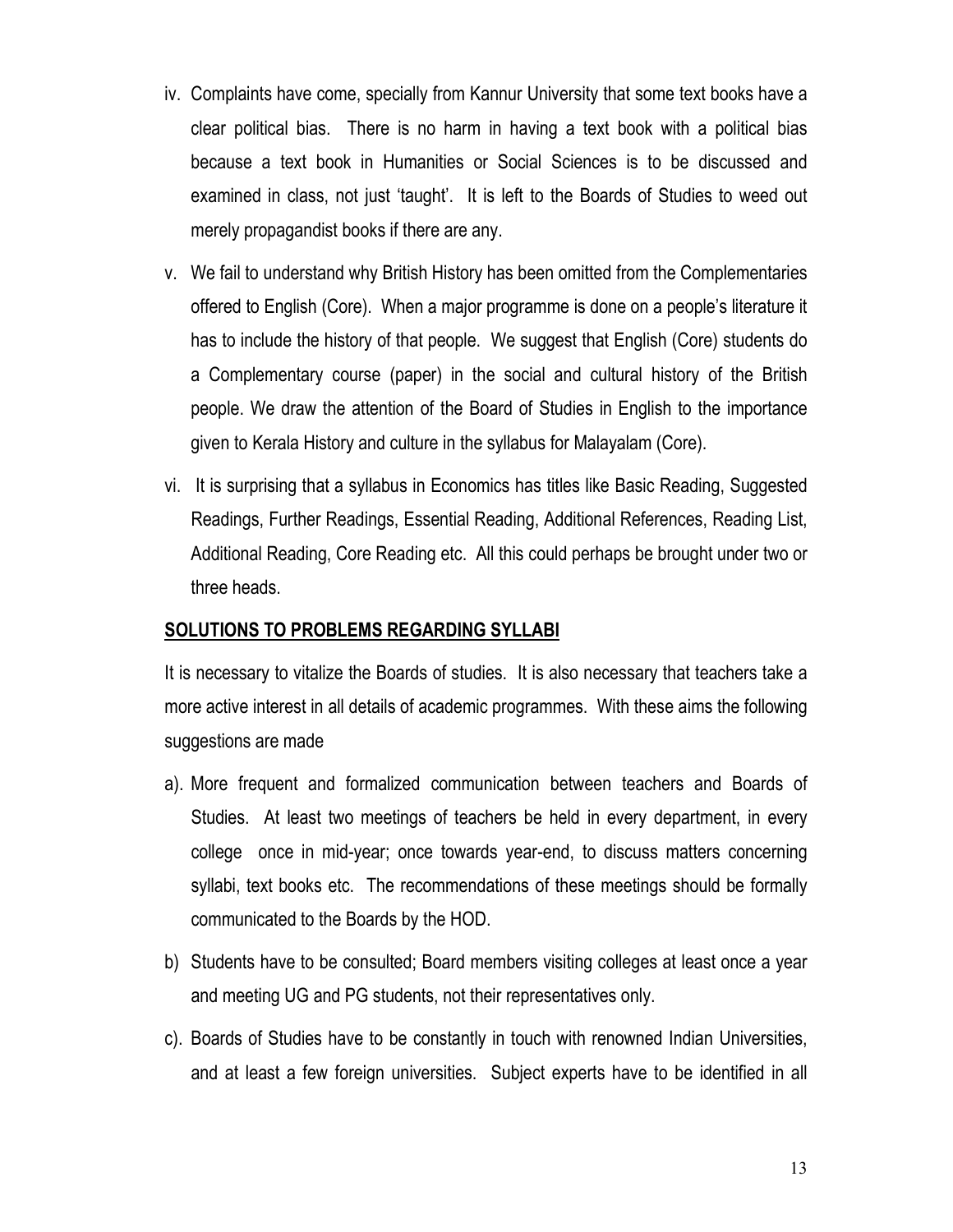iv. Complaints have come, specially from Kannur University that some text books have a clear political bias. There is no harm in having a text book with a political bias because a text book in Humanities or Social Sciences is to be discussed and examined in class, not just 'taught'. It is left to the Boards of Studies to weed out merely propagandist books if there are any.

v. We fail to understand why British History has been omitted from the Complementaries offered to English (Core). When a major programme is done on a people's literature it has to include the history of that people. We suggest that English (Core) students do a Complementary course (paper) in the social and cultural history of the British people. We draw the attention of the Board of Studies in English to the importance given to Kerala History and culture in the syllabus for Malayalam (Core).

vi. It is surprising that a syllabus in Economics has titles like Basic Reading, Suggested Readings, Further Readings, Essential Reading, Additional References, Reading List, Additional Reading, Core Reading etc. All this could perhaps be brought under two or three heads.

**SOLUTIONS TO PROBLEMS REGARDING SYLLABI**

It is necessary to vitalize the Boards of studies. It is also necessary that teachers take a more active interest in all details of academic programmes. With these aims the following suggestions are made

a). More frequent and formalized communication between teachers and Boards of Studies. At least two meetings of teachers be held in every department, in every college once in mid-year; once towards year-end, to discuss matters concerning syllabi, text books etc. The recommendations of these meetings should be formally communicated to the Boards by the HOD.

b) Students have to be consulted; Board members visiting colleges at least once a year and meeting UG and PG students, not their representatives only.

c). Boards of Studies have to be constantly in touch with renowned Indian Universities, and at least a few foreign universities. Subject experts have to be identified in all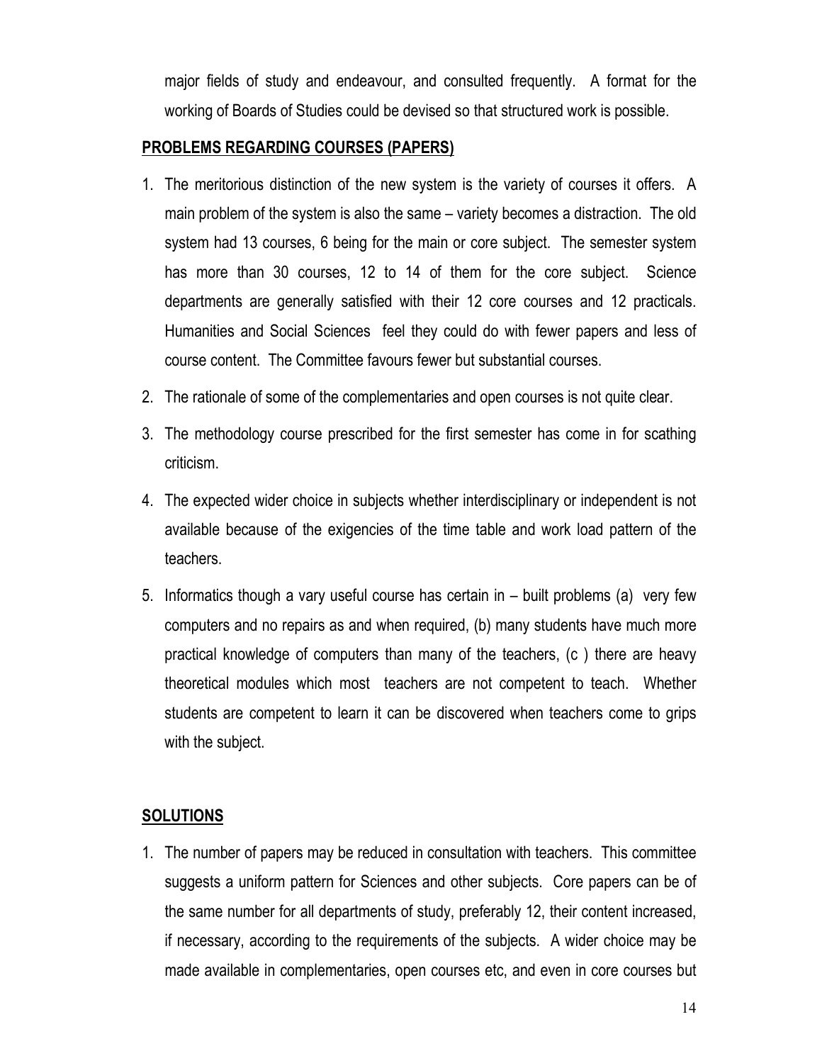major fields of study and endeavour, and consulted frequently. A format for the working of Boards of Studies could be devised so that structured work is possible.

## **PROBLEMS REGARDING COURSES (PAPERS)**

1. The meritorious distinction of the new system is the variety of courses it offers. A main problem of the system is also the same – variety becomes a distraction. The old system had 13 courses, 6 being for the main or core subject. The semester system has more than 30 courses, 12 to 14 of them for the core subject. Science departments are generally satisfied with their 12 core courses and 12 practicals. Humanities and Social Sciences feel they could do with fewer papers and less of course content. The Committee favours fewer but substantial courses.
2. The rationale of some of the complementaries and open courses is not quite clear.
3. The methodology course prescribed for the first semester has come in for scathing criticism.
4. The expected wider choice in subjects whether interdisciplinary or independent is not available because of the exigencies of the time table and work load pattern of the teachers.
5. Informatics though a vary useful course has certain in – built problems (a) very few computers and no repairs as and when required, (b) many students have much more practical knowledge of computers than many of the teachers, (c ) there are heavy theoretical modules which most teachers are not competent to teach. Whether students are competent to learn it can be discovered when teachers come to grips with the subject.

## **SOLUTIONS**

1. The number of papers may be reduced in consultation with teachers. This committee suggests a uniform pattern for Sciences and other subjects. Core papers can be of the same number for all departments of study, preferably 12, their content increased, if necessary, according to the requirements of the subjects. A wider choice may be made available in complementaries, open courses etc, and even in core courses but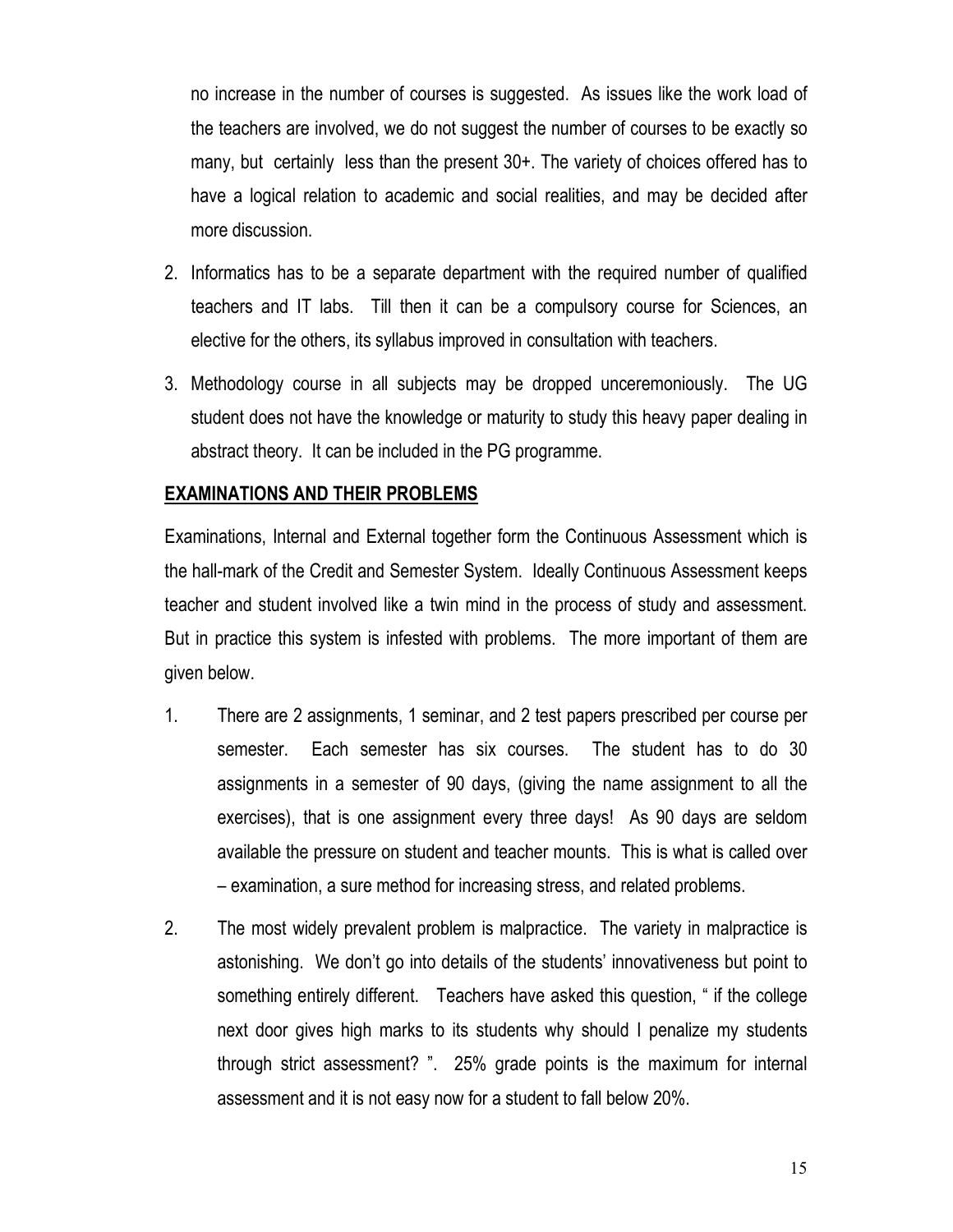no increase in the number of courses is suggested. As issues like the work load of the teachers are involved, we do not suggest the number of courses to be exactly so many, but certainly less than the present 30+. The variety of choices offered has to have a logical relation to academic and social realities, and may be decided after more discussion.

2. Informatics has to be a separate department with the required number of qualified teachers and IT labs. Till then it can be a compulsory course for Sciences, an elective for the others, its syllabus improved in consultation with teachers.

3. Methodology course in all subjects may be dropped unceremoniously. The UG student does not have the knowledge or maturity to study this heavy paper dealing in abstract theory. It can be included in the PG programme.

**EXAMINATIONS AND THEIR PROBLEMS**

Examinations, Internal and External together form the Continuous Assessment which is the hall-mark of the Credit and Semester System. Ideally Continuous Assessment keeps teacher and student involved like a twin mind in the process of study and assessment. But in practice this system is infested with problems. The more important of them are given below.

1. There are 2 assignments, 1 seminar, and 2 test papers prescribed per course per semester. Each semester has six courses. The student has to do 30 assignments in a semester of 90 days, (giving the name assignment to all the exercises), that is one assignment every three days! As 90 days are seldom available the pressure on student and teacher mounts. This is what is called over – examination, a sure method for increasing stress, and related problems.

2. The most widely prevalent problem is malpractice. The variety in malpractice is astonishing. We don't go into details of the students' innovativeness but point to something entirely different. Teachers have asked this question, " if the college next door gives high marks to its students why should I penalize my students through strict assessment? ". 25% grade points is the maximum for internal assessment and it is not easy now for a student to fall below 20%.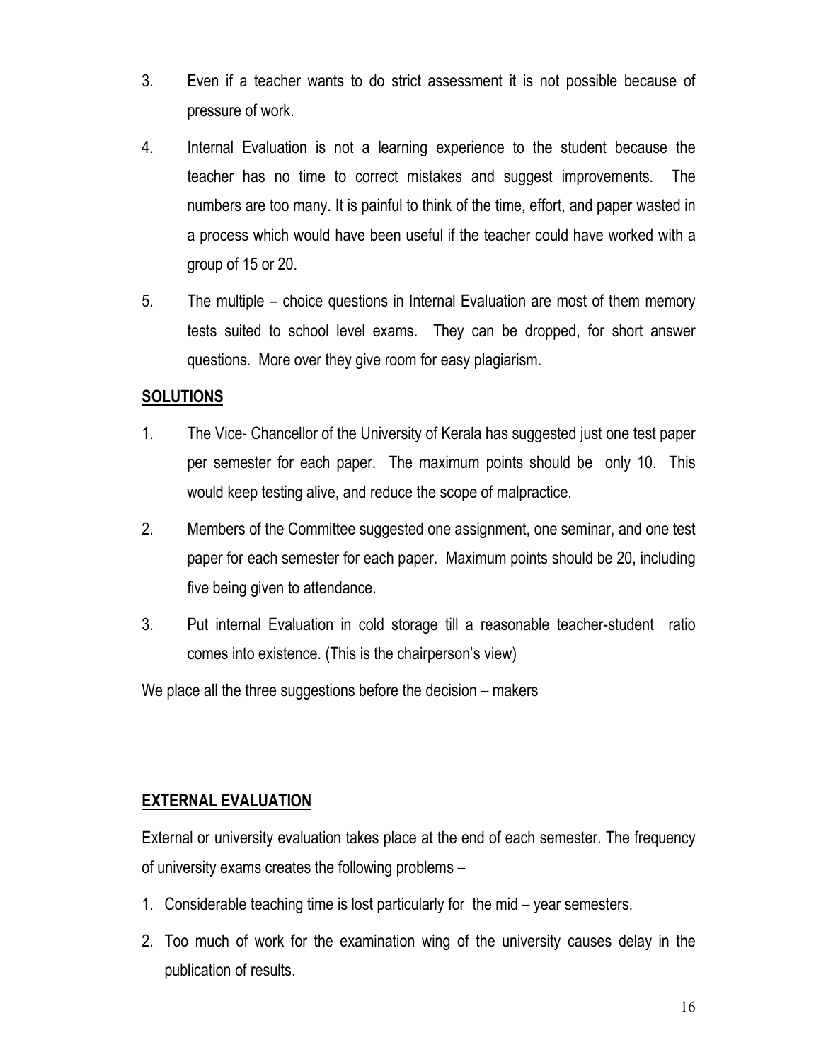3. Even if a teacher wants to do strict assessment it is not possible because of pressure of work.

4. Internal Evaluation is not a learning experience to the student because the teacher has no time to correct mistakes and suggest improvements. The numbers are too many. It is painful to think of the time, effort, and paper wasted in a process which would have been useful if the teacher could have worked with a group of 15 or 20.

5. The multiple – choice questions in Internal Evaluation are most of them memory tests suited to school level exams. They can be dropped, for short answer questions. More over they give room for easy plagiarism.

## **SOLUTIONS**

1. The Vice- Chancellor of the University of Kerala has suggested just one test paper per semester for each paper. The maximum points should be only 10. This would keep testing alive, and reduce the scope of malpractice.

2. Members of the Committee suggested one assignment, one seminar, and one test paper for each semester for each paper. Maximum points should be 20, including five being given to attendance.

3. Put internal Evaluation in cold storage till a reasonable teacher-student ratio comes into existence. (This is the chairperson's view)

We place all the three suggestions before the decision – makers

## **EXTERNAL EVALUATION**

External or university evaluation takes place at the end of each semester. The frequency of university exams creates the following problems –

1. Considerable teaching time is lost particularly for the mid – year semesters.
2. Too much of work for the examination wing of the university causes delay in the publication of results.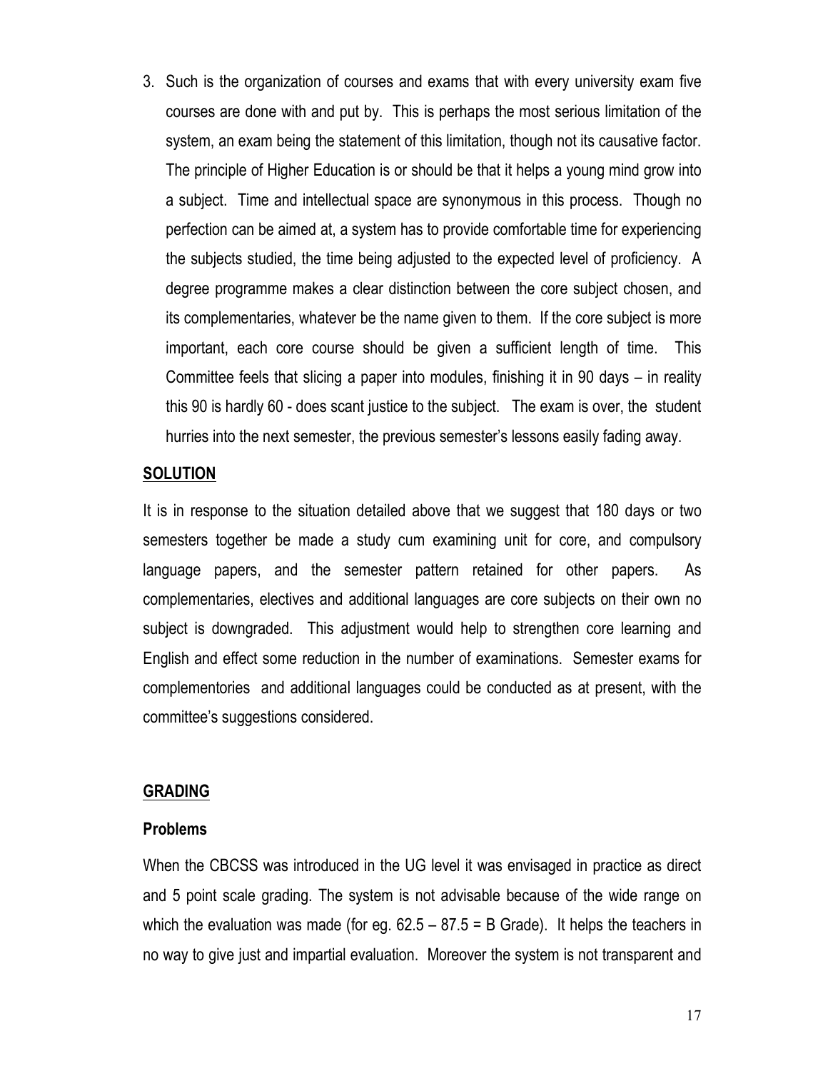3. Such is the organization of courses and exams that with every university exam five courses are done with and put by. This is perhaps the most serious limitation of the system, an exam being the statement of this limitation, though not its causative factor. The principle of Higher Education is or should be that it helps a young mind grow into a subject. Time and intellectual space are synonymous in this process. Though no perfection can be aimed at, a system has to provide comfortable time for experiencing the subjects studied, the time being adjusted to the expected level of proficiency. A degree programme makes a clear distinction between the core subject chosen, and its complementaries, whatever be the name given to them. If the core subject is more important, each core course should be given a sufficient length of time. This Committee feels that slicing a paper into modules, finishing it in 90 days – in reality this 90 is hardly 60 - does scant justice to the subject. The exam is over, the student hurries into the next semester, the previous semester's lessons easily fading away.

**SOLUTION**

It is in response to the situation detailed above that we suggest that 180 days or two semesters together be made a study cum examining unit for core, and compulsory language papers, and the semester pattern retained for other papers. As complementaries, electives and additional languages are core subjects on their own no subject is downgraded. This adjustment would help to strengthen core learning and English and effect some reduction in the number of examinations. Semester exams for complementories and additional languages could be conducted as at present, with the committee's suggestions considered.

**GRADING**

**Problems**

When the CBCSS was introduced in the UG level it was envisaged in practice as direct and 5 point scale grading. The system is not advisable because of the wide range on which the evaluation was made (for eg. 62.5 – 87.5 = B Grade). It helps the teachers in no way to give just and impartial evaluation. Moreover the system is not transparent and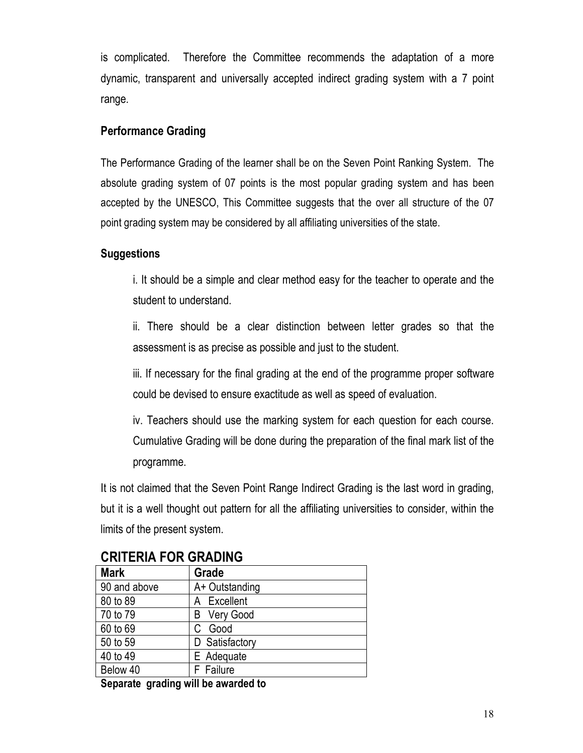is complicated. Therefore the Committee recommends the adaptation of a more dynamic, transparent and universally accepted indirect grading system with a 7 point range.

### Performance Grading

The Performance Grading of the learner shall be on the Seven Point Ranking System. The absolute grading system of 07 points is the most popular grading system and has been accepted by the UNESCO, This Committee suggests that the over all structure of the 07 point grading system may be considered by all affiliating universities of the state.

### Suggestions

i. It should be a simple and clear method easy for the teacher to operate and the student to understand.

ii. There should be a clear distinction between letter grades so that the assessment is as precise as possible and just to the student.

iii. If necessary for the final grading at the end of the programme proper software could be devised to ensure exactitude as well as speed of evaluation.

iv. Teachers should use the marking system for each question for each course. Cumulative Grading will be done during the preparation of the final mark list of the programme.

It is not claimed that the Seven Point Range Indirect Grading is the last word in grading, but it is a well thought out pattern for all the affiliating universities to consider, within the limits of the present system.

## CRITERIA FOR GRADING

| Mark | Grade |
|---|---|
| 90 and above | A+ Outstanding |
| 80 to 89 | A Excellent |
| 70 to 79 | B Very Good |
| 60 to 69 | C Good |
| 50 to 59 | D Satisfactory |
| 40 to 49 | E Adequate |
| Below 40 | F Failure |

**Separate grading will be awarded to**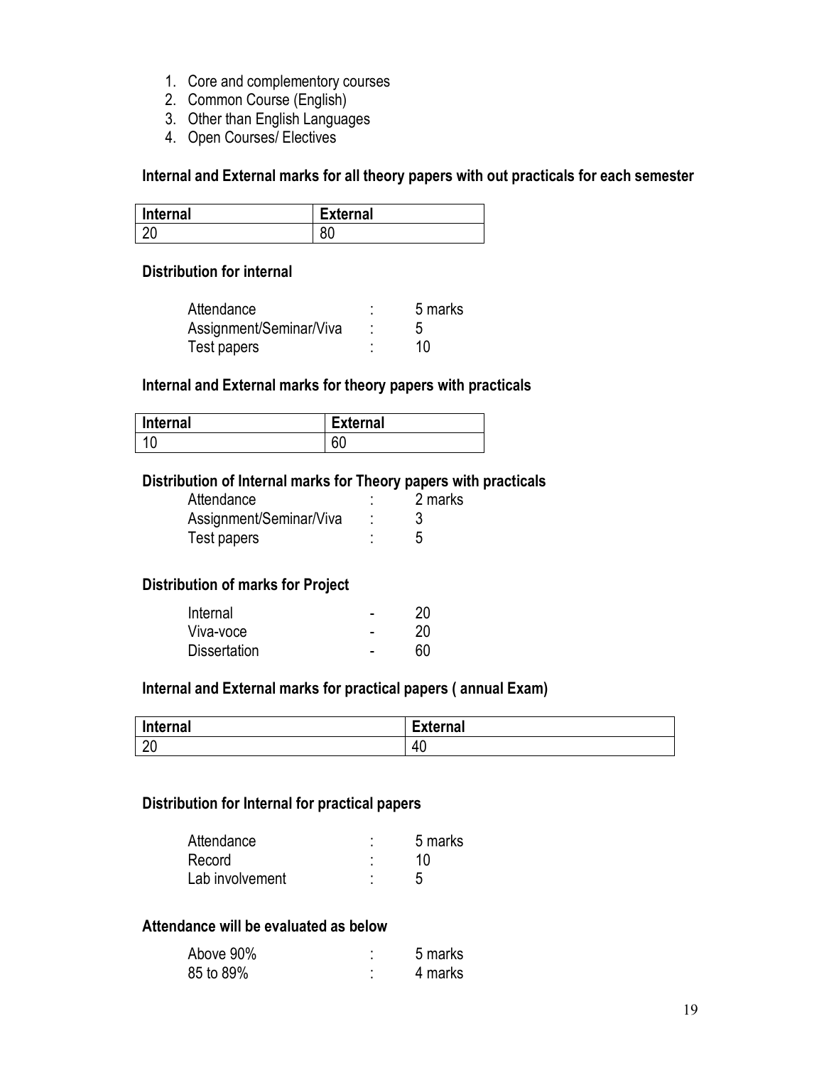1. Core and complementory courses
2. Common Course (English)
3. Other than English Languages
4. Open Courses/ Electives

### Internal and External marks for all theory papers with out practicals for each semester

| Internal | External |
|---|---|
| 20 | 80 |

### Distribution for internal

| | | |
|---|---|---|
| Attendance | : | 5 marks |
| Assignment/Seminar/Viva | : | 5 |
| Test papers | : | 10 |

### Internal and External marks for theory papers with practicals

| Internal | External |
|---|---|
| 10 | 60 |

### Distribution of Internal marks for Theory papers with practicals

| | | |
|---|---|---|
| Attendance | : | 2 marks |
| Assignment/Seminar/Viva | : | 3 |
| Test papers | : | 5 |

### Distribution of marks for Project

| | | |
|---|---|---|
| Internal | - | 20 |
| Viva-voce | - | 20 |
| Dissertation | - | 60 |

### Internal and External marks for practical papers ( annual Exam)

| Internal | External |
|---|---|
| 20 | 40 |

### Distribution for Internal for practical papers

| | | |
|---|---|---|
| Attendance | : | 5 marks |
| Record | : | 10 |
| Lab involvement | : | 5 |

### Attendance will be evaluated as below

| | | |
|---|---|---|
| Above 90% | : | 5 marks |
| 85 to 89% | : | 4 marks |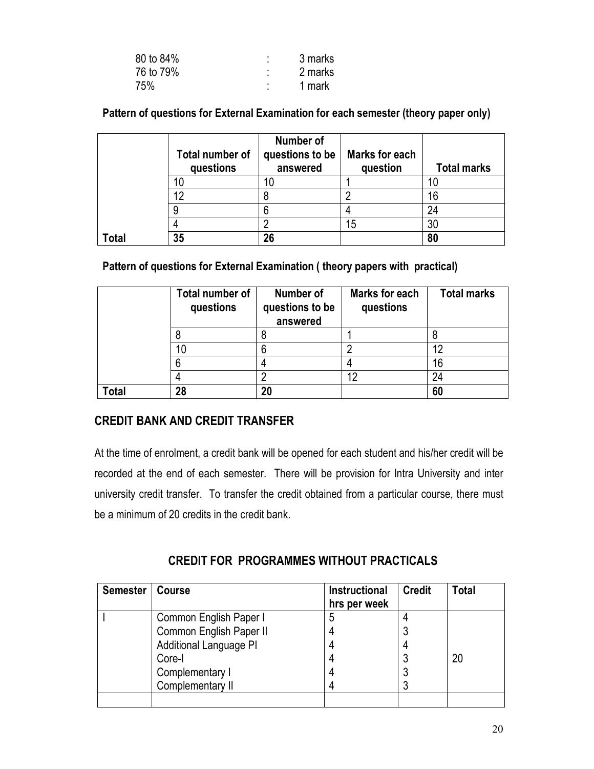| | | |
|---|---|---|
| 80 to 84% | : | 3 marks |
| 76 to 79% | : | 2 marks |
| 75% | : | 1 mark |

**Pattern of questions for External Examination for each semester (theory paper only)**

| | Total number of questions | Number of questions to be answered | Marks for each question | Total marks |
|---|---|---|---|---|
| | 10 | 10 | 1 | 10 |
| | 12 | 8 | 2 | 16 |
| | 9 | 6 | 4 | 24 |
| | 4 | 2 | 15 | 30 |
| **Total** | **35** | **26** | | **80** |

**Pattern of questions for External Examination ( theory papers with practical)**

| | Total number of questions | Number of questions to be answered | Marks for each questions | Total marks |
|---|---|---|---|---|
| | 8 | 8 | 1 | 8 |
| | 10 | 6 | 2 | 12 |
| | 6 | 4 | 4 | 16 |
| | 4 | 2 | 12 | 24 |
| **Total** | **28** | **20** | | **60** |

## CREDIT BANK AND CREDIT TRANSFER

At the time of enrolment, a credit bank will be opened for each student and his/her credit will be recorded at the end of each semester. There will be provision for Intra University and inter university credit transfer. To transfer the credit obtained from a particular course, there must be a minimum of 20 credits in the credit bank.

## CREDIT FOR PROGRAMMES WITHOUT PRACTICALS

| Semester | Course | Instructional hrs per week | Credit | Total |
|---|---|---|---|---|
| I | Common English Paper I | 5 | 4 | |
| | Common English Paper II | 4 | 3 | |
| | Additional Language PI | 4 | 4 | |
| | Core-I | 4 | 3 | 20 |
| | Complementary I | 4 | 3 | |
| | Complementary II | 4 | 3 | |
| | | | | |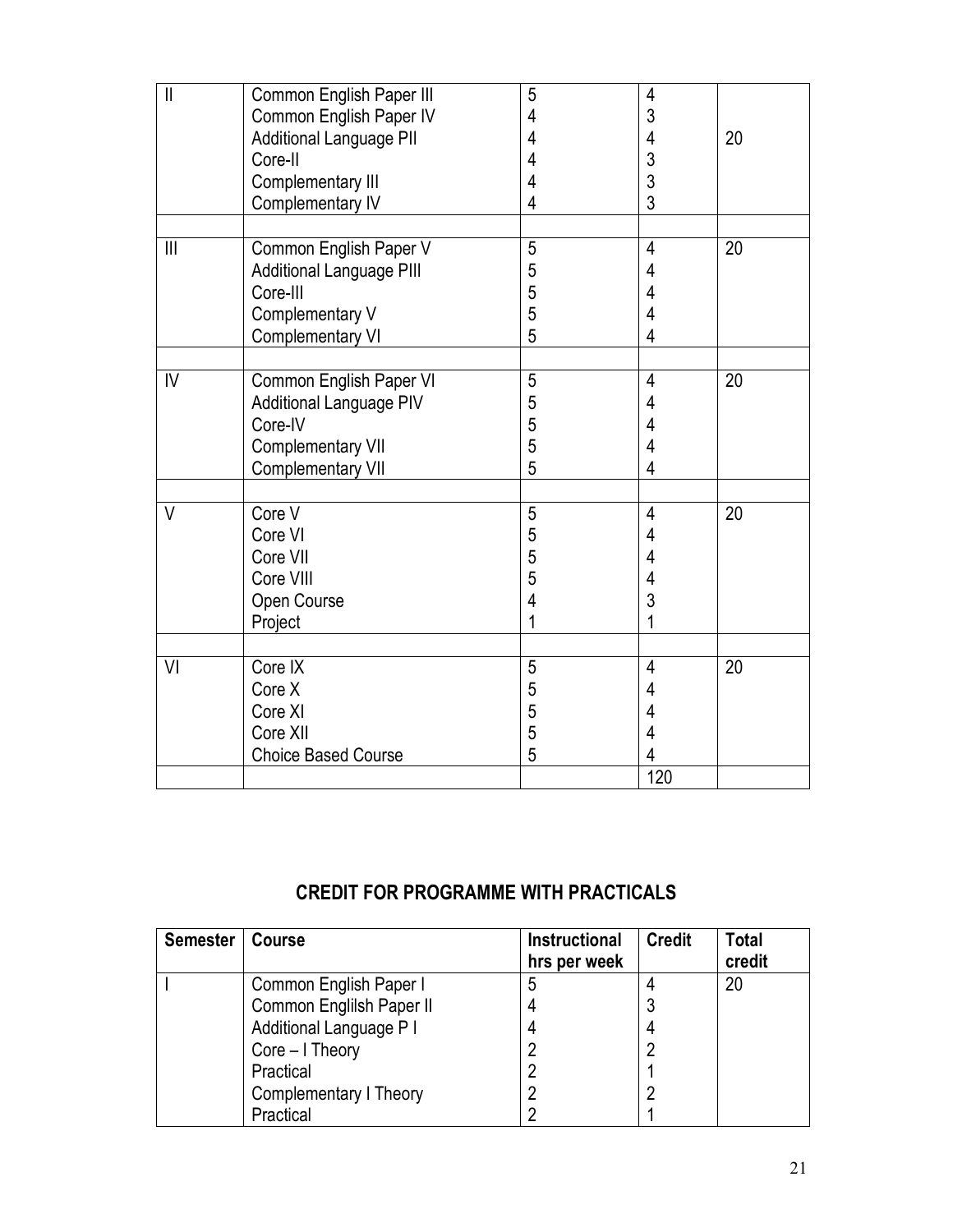| | | | | |
|---|---|---|---|---|
| II | Common English Paper III<br>Common English Paper IV<br>Additional Language PII<br>Core-II<br>Complementary III<br>Complementary IV | 5<br>4<br>4<br>4<br>4<br>4 | 4<br>3<br>4<br>3<br>3<br>3 | 20 |
| | | | | |
| III | Common English Paper V<br>Additional Language PIII<br>Core-III<br>Complementary V<br>Complementary VI | 5<br>5<br>5<br>5<br>5 | 4<br>4<br>4<br>4<br>4 | 20 |
| | | | | |
| IV | Common English Paper VI<br>Additional Language PIV<br>Core-IV<br>Complementary VII<br>Complementary VII | 5<br>5<br>5<br>5<br>5 | 4<br>4<br>4<br>4<br>4 | 20 |
| | | | | |
| V | Core V<br>Core VI<br>Core VII<br>Core VIII<br>Open Course<br>Project | 5<br>5<br>5<br>5<br>4<br>1 | 4<br>4<br>4<br>4<br>3<br>1 | 20 |
| | | | | |
| VI | Core IX<br>Core X<br>Core XI<br>Core XII<br>Choice Based Course | 5<br>5<br>5<br>5<br>5 | 4<br>4<br>4<br>4<br>4 | 20 |
| | | | 120 | |

## CREDIT FOR PROGRAMME WITH PRACTICALS

| Semester | Course | Instructional hrs per week | Credit | Total credit |
|---|---|---|---|---|
| I | Common English Paper I<br>Common Englilsh Paper II<br>Additional Language P I<br>Core – I Theory<br>Practical<br>Complementary I Theory<br>Practical | 5<br>4<br>4<br>2<br>2<br>2<br>2 | 4<br>3<br>4<br>2<br>1<br>2<br>1 | 20 |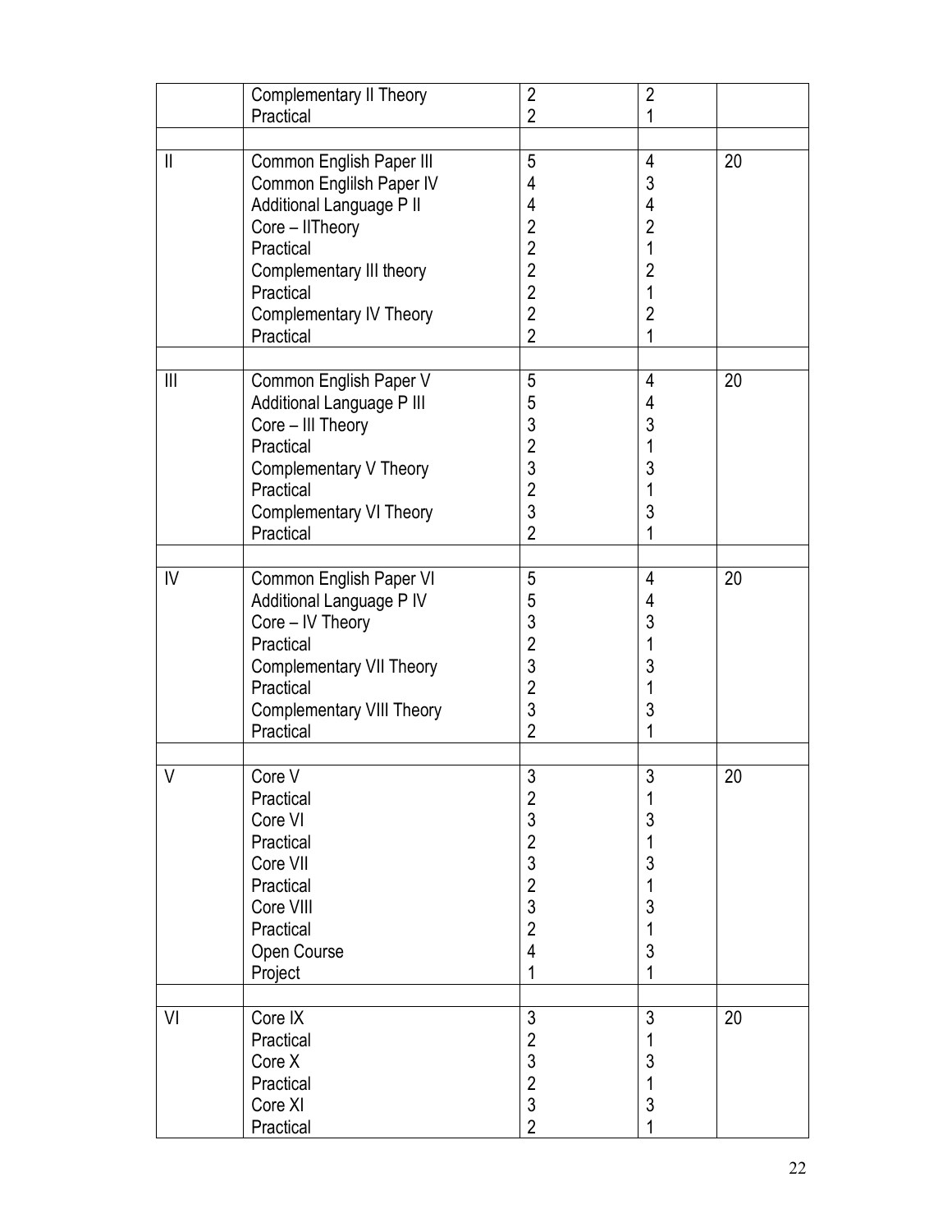| | | | | |
|---|---|---|---|---|
| | Complementary II Theory | 2 | 2 | |
| | Practical | 2 | 1 | |
| | | | | |
| II | Common English Paper III | 5 | 4 | 20 |
| | Common Englilsh Paper IV | 4 | 3 | |
| | Additional Language P II | 4 | 4 | |
| | Core – IITheory | 2 | 2 | |
| | Practical | 2 | 1 | |
| | Complementary III theory | 2 | 2 | |
| | Practical | 2 | 1 | |
| | Complementary IV Theory | 2 | 2 | |
| | Practical | 2 | 1 | |
| | | | | |
| III | Common English Paper V | 5 | 4 | 20 |
| | Additional Language P III | 5 | 4 | |
| | Core – III Theory | 3 | 3 | |
| | Practical | 2 | 1 | |
| | Complementary V Theory | 3 | 3 | |
| | Practical | 2 | 1 | |
| | Complementary VI Theory | 3 | 3 | |
| | Practical | 2 | 1 | |
| | | | | |
| IV | Common English Paper VI | 5 | 4 | 20 |
| | Additional Language P IV | 5 | 4 | |
| | Core – IV Theory | 3 | 3 | |
| | Practical | 2 | 1 | |
| | Complementary VII Theory | 3 | 3 | |
| | Practical | 2 | 1 | |
| | Complementary VIII Theory | 3 | 3 | |
| | Practical | 2 | 1 | |
| | | | | |
| V | Core V | 3 | 3 | 20 |
| | Practical | 2 | 1 | |
| | Core VI | 3 | 3 | |
| | Practical | 2 | 1 | |
| | Core VII | 3 | 3 | |
| | Practical | 2 | 1 | |
| | Core VIII | 3 | 3 | |
| | Practical | 2 | 1 | |
| | Open Course | 4 | 3 | |
| | Project | 1 | 1 | |
| | | | | |
| VI | Core IX | 3 | 3 | 20 |
| | Practical | 2 | 1 | |
| | Core X | 3 | 3 | |
| | Practical | 2 | 1 | |
| | Core XI | 3 | 3 | |
| | Practical | 2 | 1 | |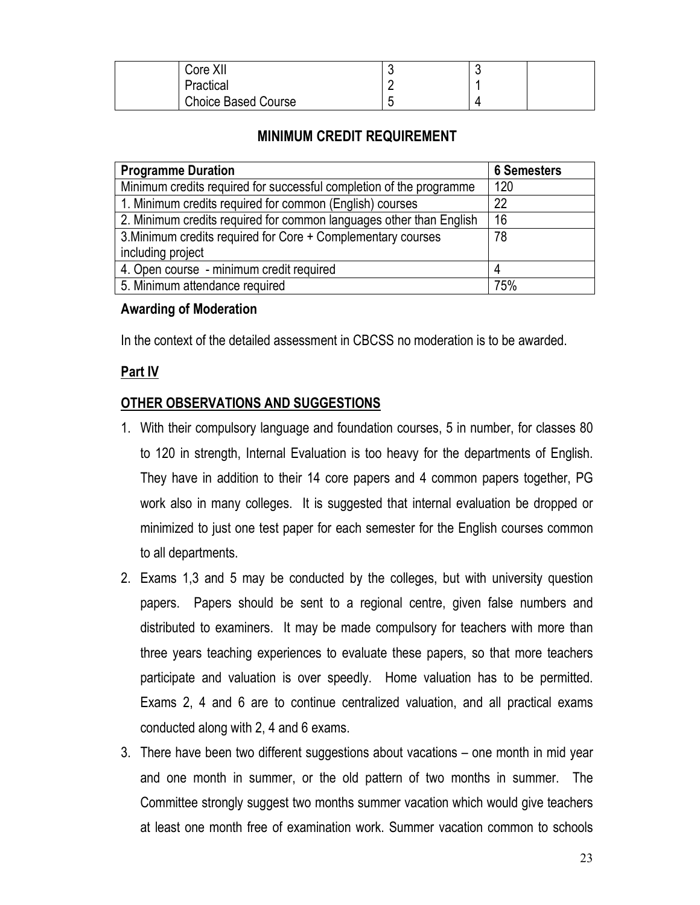|  | Core XII<br>Practical<br>Choice Based Course | 3<br>2<br>5 | 3<br>1<br>4 |  |
|---|---|---|---|---|

## MINIMUM CREDIT REQUIREMENT

| Programme Duration | 6 Semesters |
|---|---|
| Minimum credits required for successful completion of the programme | 120 |
| 1. Minimum credits required for common (English) courses | 22 |
| 2. Minimum credits required for common languages other than English | 16 |
| 3.Minimum credits required for Core + Complementary courses including project | 78 |
| 4. Open course - minimum credit required | 4 |
| 5. Minimum attendance required | 75% |

**Awarding of Moderation**

In the context of the detailed assessment in CBCSS no moderation is to be awarded.

**Part IV**

**OTHER OBSERVATIONS AND SUGGESTIONS**

1. With their compulsory language and foundation courses, 5 in number, for classes 80 to 120 in strength, Internal Evaluation is too heavy for the departments of English. They have in addition to their 14 core papers and 4 common papers together, PG work also in many colleges. It is suggested that internal evaluation be dropped or minimized to just one test paper for each semester for the English courses common to all departments.
2. Exams 1,3 and 5 may be conducted by the colleges, but with university question papers. Papers should be sent to a regional centre, given false numbers and distributed to examiners. It may be made compulsory for teachers with more than three years teaching experiences to evaluate these papers, so that more teachers participate and valuation is over speedly. Home valuation has to be permitted. Exams 2, 4 and 6 are to continue centralized valuation, and all practical exams conducted along with 2, 4 and 6 exams.
3. There have been two different suggestions about vacations – one month in mid year and one month in summer, or the old pattern of two months in summer. The Committee strongly suggest two months summer vacation which would give teachers at least one month free of examination work. Summer vacation common to schools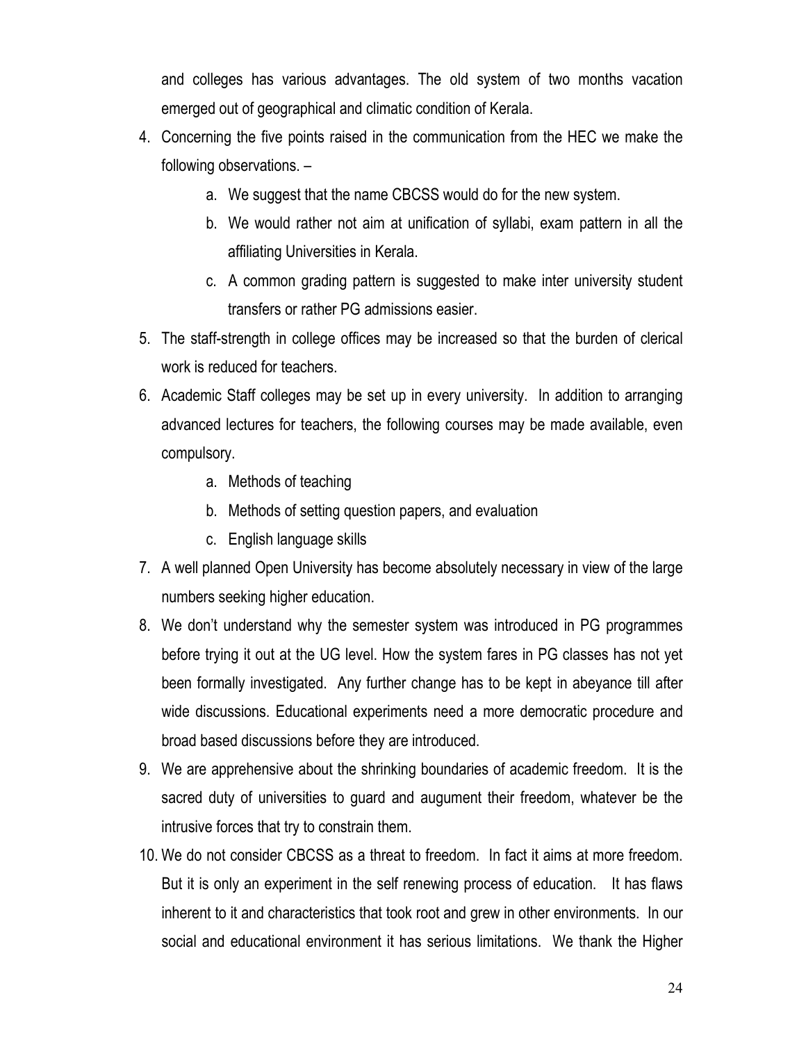and colleges has various advantages. The old system of two months vacation emerged out of geographical and climatic condition of Kerala.

4. Concerning the five points raised in the communication from the HEC we make the following observations. –
   a. We suggest that the name CBCSS would do for the new system.
   b. We would rather not aim at unification of syllabi, exam pattern in all the affiliating Universities in Kerala.
   c. A common grading pattern is suggested to make inter university student transfers or rather PG admissions easier.
5. The staff-strength in college offices may be increased so that the burden of clerical work is reduced for teachers.
6. Academic Staff colleges may be set up in every university. In addition to arranging advanced lectures for teachers, the following courses may be made available, even compulsory.
   a. Methods of teaching
   b. Methods of setting question papers, and evaluation
   c. English language skills
7. A well planned Open University has become absolutely necessary in view of the large numbers seeking higher education.
8. We don't understand why the semester system was introduced in PG programmes before trying it out at the UG level. How the system fares in PG classes has not yet been formally investigated. Any further change has to be kept in abeyance till after wide discussions. Educational experiments need a more democratic procedure and broad based discussions before they are introduced.
9. We are apprehensive about the shrinking boundaries of academic freedom. It is the sacred duty of universities to guard and augument their freedom, whatever be the intrusive forces that try to constrain them.
10. We do not consider CBCSS as a threat to freedom. In fact it aims at more freedom. But it is only an experiment in the self renewing process of education. It has flaws inherent to it and characteristics that took root and grew in other environments. In our social and educational environment it has serious limitations. We thank the Higher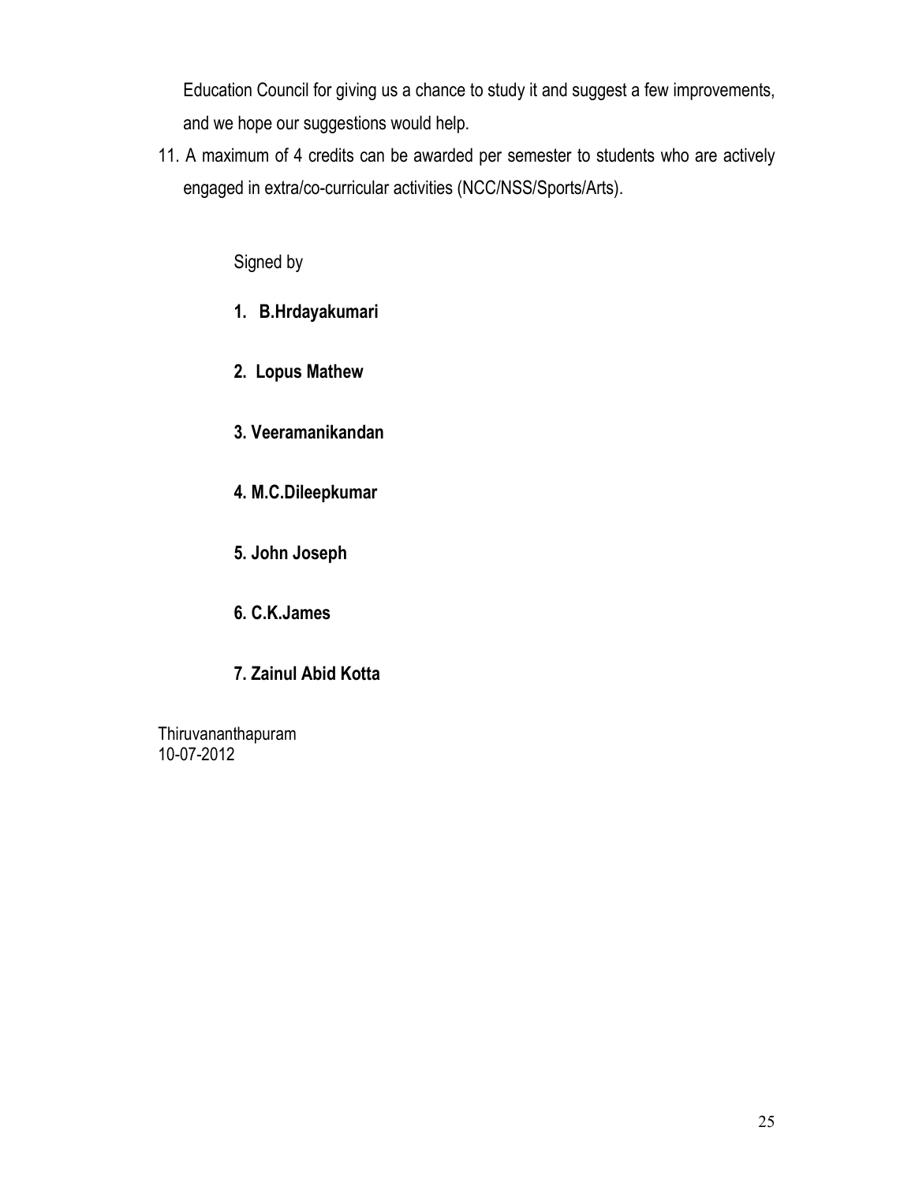Education Council for giving us a chance to study it and suggest a few improvements, and we hope our suggestions would help.

11. A maximum of 4 credits can be awarded per semester to students who are actively engaged in extra/co-curricular activities (NCC/NSS/Sports/Arts).

Signed by

1. **B.Hrdayakumari**
2. **Lopus Mathew**
3. **Veeramanikandan**
4. **M.C.Dileepkumar**
5. **John Joseph**
6. **C.K.James**
7. **Zainul Abid Kotta**

Thiruvananthapuram
10-07-2012